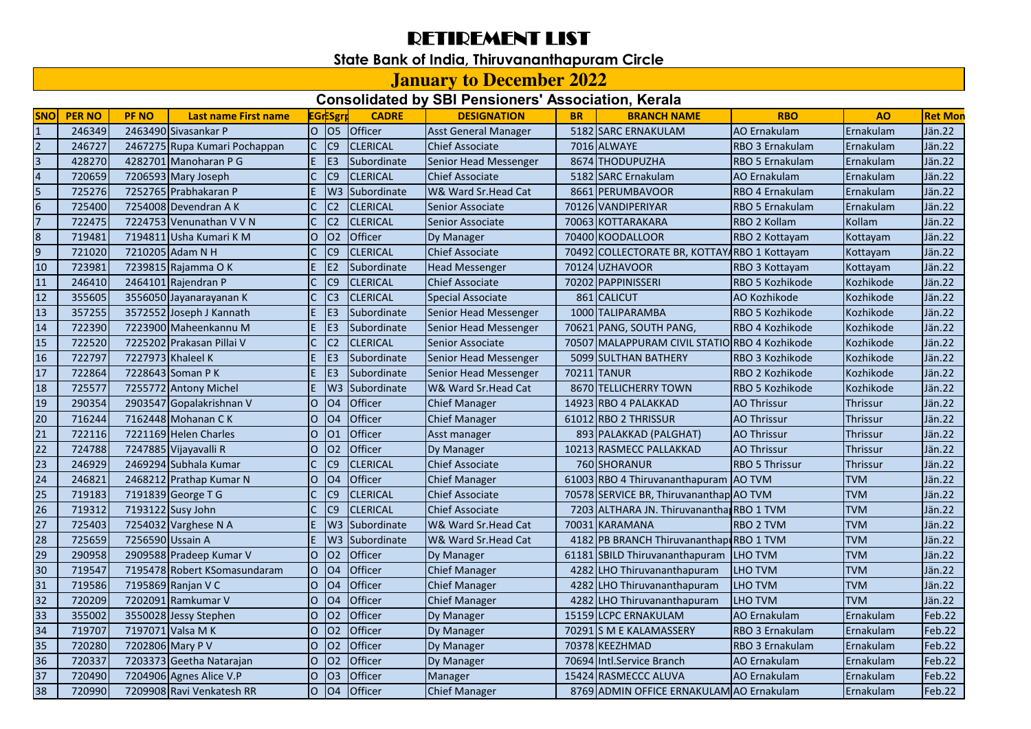# RETIREMENT LIST

## State Bank of India, Thiruvananthapuram Circle

## January to December 2022

### Consolidated by SBI Pensioners' Association, Kerala

| SNO | PER NO | PF NO | Last name First name | EGr | ESgrp | CADRE | DESIGNATION | BR | BRANCH NAME | RBO | AO | Ret Mon |
|---|---|---|---|---|---|---|---|---|---|---|---|---|
| 1 | 246349 | 2463490 | Sivasankar P | O | O5 | Officer | Asst General Manager | 5182 | SARC ERNAKULAM | AO Ernakulam | Ernakulam | Jän.22 |
| 2 | 246727 | 2467275 | Rupa Kumari Pochappan | C | C9 | CLERICAL | Chief Associate | 7016 | ALWAYE | RBO 3 Ernakulam | Ernakulam | Jän.22 |
| 3 | 428270 | 4282701 | Manoharan P G | E | E3 | Subordinate | Senior Head Messenger | 8674 | THODUPUZHA | RBO 5 Ernakulam | Ernakulam | Jän.22 |
| 4 | 720659 | 7206593 | Mary Joseph | C | C9 | CLERICAL | Chief Associate | 5182 | SARC Ernakulam | AO Ernakulam | Ernakulam | Jän.22 |
| 5 | 725276 | 7252765 | Prabhakaran P | E | W3 | Subordinate | W& Ward Sr.Head Cat | 8661 | PERUMBAVOOR | RBO 4 Ernakulam | Ernakulam | Jän.22 |
| 6 | 725400 | 7254008 | Devendran A K | C | C2 | CLERICAL | Senior Associate | 70126 | VANDIPERIYAR | RBO 5 Ernakulam | Ernakulam | Jän.22 |
| 7 | 722475 | 7224753 | Venunathan V V N | C | C2 | CLERICAL | Senior Associate | 70063 | KOTTARAKARA | RBO 2 Kollam | Kollam | Jän.22 |
| 8 | 719481 | 7194811 | Usha Kumari K M | O | O2 | Officer | Dy Manager | 70400 | KOODALLOOR | RBO 2 Kottayam | Kottayam | Jän.22 |
| 9 | 721020 | 7210205 | Adam N H | C | C9 | CLERICAL | Chief Associate | 70492 | COLLECTORATE BR, KOTTAYA | RBO 1 Kottayam | Kottayam | Jän.22 |
| 10 | 723981 | 7239815 | Rajamma O K | E | E2 | Subordinate | Head Messenger | 70124 | UZHAVOOR | RBO 3 Kottayam | Kottayam | Jän.22 |
| 11 | 246410 | 2464101 | Rajendran P | C | C9 | CLERICAL | Chief Associate | 70202 | PAPPINISSERI | RBO 5 Kozhikode | Kozhikode | Jän.22 |
| 12 | 355605 | 3556050 | Jayanarayanan K | C | C3 | CLERICAL | Special Associate | 861 | CALICUT | AO Kozhikode | Kozhikode | Jän.22 |
| 13 | 357255 | 3572552 | Joseph J Kannath | E | E3 | Subordinate | Senior Head Messenger | 1000 | TALIPARAMBA | RBO 5 Kozhikode | Kozhikode | Jän.22 |
| 14 | 722390 | 7223900 | Maheenkannu M | E | E3 | Subordinate | Senior Head Messenger | 70621 | PANG, SOUTH PANG, | RBO 4 Kozhikode | Kozhikode | Jän.22 |
| 15 | 722520 | 7225202 | Prakasan Pillai V | C | C2 | CLERICAL | Senior Associate | 70507 | MALAPPURAM CIVIL STATIO | RBO 4 Kozhikode | Kozhikode | Jän.22 |
| 16 | 722797 | 7227973 | Khaleel K | E | E3 | Subordinate | Senior Head Messenger | 5099 | SULTHAN BATHERY | RBO 3 Kozhikode | Kozhikode | Jän.22 |
| 17 | 722864 | 7228643 | Soman P K | E | E3 | Subordinate | Senior Head Messenger | 70211 | TANUR | RBO 2 Kozhikode | Kozhikode | Jän.22 |
| 18 | 725577 | 7255772 | Antony Michel | E | W3 | Subordinate | W& Ward Sr.Head Cat | 8670 | TELLICHERRY TOWN | RBO 5 Kozhikode | Kozhikode | Jän.22 |
| 19 | 290354 | 2903547 | Gopalakrishnan V | O | O4 | Officer | Chief Manager | 14923 | RBO 4 PALAKKAD | AO Thrissur | Thrissur | Jän.22 |
| 20 | 716244 | 7162448 | Mohanan C K | O | O4 | Officer | Chief Manager | 61012 | RBO 2 THRISSUR | AO Thrissur | Thrissur | Jän.22 |
| 21 | 722116 | 7221169 | Helen Charles | O | O1 | Officer | Asst manager | 893 | PALAKKAD (PALGHAT) | AO Thrissur | Thrissur | Jän.22 |
| 22 | 724788 | 7247885 | Vijayavalli R | O | O2 | Officer | Dy Manager | 10213 | RASMECC PALLAKKAD | AO Thrissur | Thrissur | Jän.22 |
| 23 | 246929 | 2469294 | Subhala Kumar | C | C9 | CLERICAL | Chief Associate | 760 | SHORANUR | RBO 5 Thrissur | Thrissur | Jän.22 |
| 24 | 246821 | 2468212 | Prathap Kumar N | O | O4 | Officer | Chief Manager | 61003 | RBO 4 Thiruvananthapuram | AO TVM | TVM | Jän.22 |
| 25 | 719183 | 7191839 | George T G | C | C9 | CLERICAL | Chief Associate | 70578 | SERVICE BR, Thiruvananthap | AO TVM | TVM | Jän.22 |
| 26 | 719312 | 7193122 | Susy John | C | C9 | CLERICAL | Chief Associate | 7203 | ALTHARA JN. Thiruvanantha | RBO 1 TVM | TVM | Jän.22 |
| 27 | 725403 | 7254032 | Varghese N A | E | W3 | Subordinate | W& Ward Sr.Head Cat | 70031 | KARAMANA | RBO 2 TVM | TVM | Jän.22 |
| 28 | 725659 | 7256590 | Ussain A | E | W3 | Subordinate | W& Ward Sr.Head Cat | 4182 | PB BRANCH Thiruvananthap | RBO 1 TVM | TVM | Jän.22 |
| 29 | 290958 | 2909588 | Pradeep Kumar V | O | O2 | Officer | Dy Manager | 61181 | SBILD Thiruvananthapuram | LHO TVM | TVM | Jän.22 |
| 30 | 719547 | 7195478 | Robert KSomasundaram | O | O4 | Officer | Chief Manager | 4282 | LHO Thiruvananthapuram | LHO TVM | TVM | Jän.22 |
| 31 | 719586 | 7195869 | Ranjan V C | O | O4 | Officer | Chief Manager | 4282 | LHO Thiruvananthapuram | LHO TVM | TVM | Jän.22 |
| 32 | 720209 | 7202091 | Ramkumar V | O | O4 | Officer | Chief Manager | 4282 | LHO Thiruvananthapuram | LHO TVM | TVM | Jän.22 |
| 33 | 355002 | 3550028 | Jessy Stephen | O | O2 | Officer | Dy Manager | 15159 | LCPC ERNAKULAM | AO Ernakulam | Ernakulam | Feb.22 |
| 34 | 719707 | 7197071 | Valsa M K | O | O2 | Officer | Dy Manager | 70291 | S M E KALAMASSERY | RBO 3 Ernakulam | Ernakulam | Feb.22 |
| 35 | 720280 | 7202806 | Mary P V | O | O2 | Officer | Dy Manager | 70378 | KEEZHMAD | RBO 3 Ernakulam | Ernakulam | Feb.22 |
| 36 | 720337 | 7203373 | Geetha Natarajan | O | O2 | Officer | Dy Manager | 70694 | Intl.Service Branch | AO Ernakulam | Ernakulam | Feb.22 |
| 37 | 720490 | 7204906 | Agnes Alice V.P | O | O3 | Officer | Manager | 15424 | RASMECCC ALUVA | AO Ernakulam | Ernakulam | Feb.22 |
| 38 | 720990 | 7209908 | Ravi Venkatesh RR | O | O4 | Officer | Chief Manager | 8769 | ADMIN OFFICE ERNAKULAM | AO Ernakulam | Ernakulam | Feb.22 |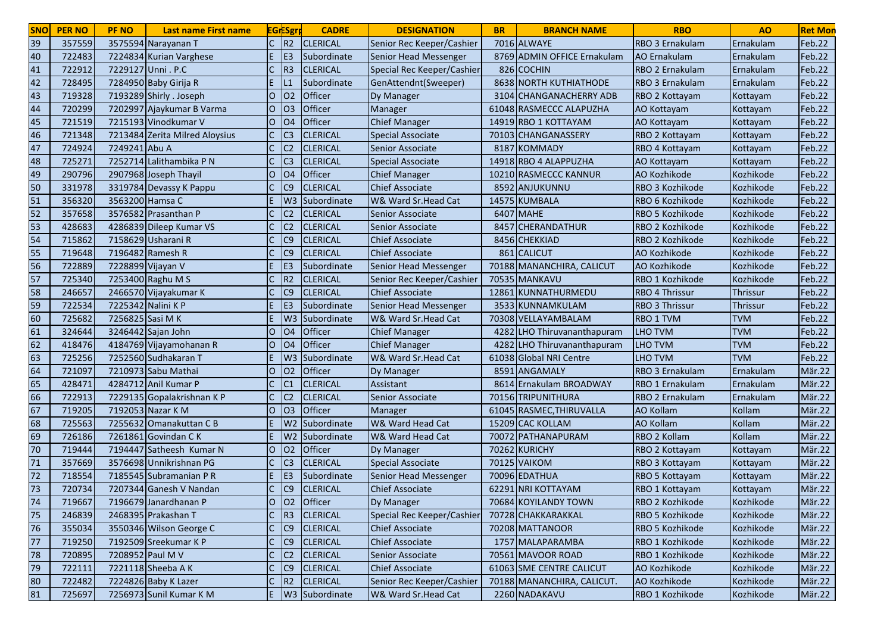| SNO | PER NO | PF NO | Last name First name | EGr | ESgrp | CADRE | DESIGNATION | BR | BRANCH NAME | RBO | AO | Ret Mon |
|---|---|---|---|---|---|---|---|---|---|---|---|---|
| 39 | 357559 | 3575594 | Narayanan T | C | R2 | CLERICAL | Senior Rec Keeper/Cashier | 7016 | ALWAYE | RBO 3 Ernakulam | Ernakulam | Feb.22 |
| 40 | 722483 | 7224834 | Kurian Varghese | E | E3 | Subordinate | Senior Head Messenger | 8769 | ADMIN OFFICE Ernakulam | AO Ernakulam | Ernakulam | Feb.22 |
| 41 | 722912 | 7229127 | Unni . P.C | C | R3 | CLERICAL | Special Rec Keeper/Cashier | 826 | COCHIN | RBO 2 Ernakulam | Ernakulam | Feb.22 |
| 42 | 728495 | 7284950 | Baby Girija R | E | L1 | Subordinate | GenAttendnt(Sweeper) | 8638 | NORTH KUTHIATHODE | RBO 3 Ernakulam | Ernakulam | Feb.22 |
| 43 | 719328 | 7193289 | Shirly . Joseph | O | O2 | Officer | Dy Manager | 3104 | CHANGANACHERRY ADB | RBO 2 Kottayam | Kottayam | Feb.22 |
| 44 | 720299 | 7202997 | Ajaykumar B Varma | O | O3 | Officer | Manager | 61048 | RASMECCC ALAPUZHA | AO Kottayam | Kottayam | Feb.22 |
| 45 | 721519 | 7215193 | Vinodkumar V | O | O4 | Officer | Chief Manager | 14919 | RBO 1 KOTTAYAM | AO Kottayam | Kottayam | Feb.22 |
| 46 | 721348 | 7213484 | Zerita Milred Aloysius | C | C3 | CLERICAL | Special Associate | 70103 | CHANGANASSERY | RBO 2 Kottayam | Kottayam | Feb.22 |
| 47 | 724924 | 7249241 | Abu A | C | C2 | CLERICAL | Senior Associate | 8187 | KOMMADY | RBO 4 Kottayam | Kottayam | Feb.22 |
| 48 | 725271 | 7252714 | Lalithambika P N | C | C3 | CLERICAL | Special Associate | 14918 | RBO 4 ALAPPUZHA | AO Kottayam | Kottayam | Feb.22 |
| 49 | 290796 | 2907968 | Joseph Thayil | O | O4 | Officer | Chief Manager | 10210 | RASMECCC KANNUR | AO Kozhikode | Kozhikode | Feb.22 |
| 50 | 331978 | 3319784 | Devassy K Pappu | C | C9 | CLERICAL | Chief Associate | 8592 | ANJUKUNNU | RBO 3 Kozhikode | Kozhikode | Feb.22 |
| 51 | 356320 | 3563200 | Hamsa C | E | W3 | Subordinate | W& Ward Sr.Head Cat | 14575 | KUMBALA | RBO 6 Kozhikode | Kozhikode | Feb.22 |
| 52 | 357658 | 3576582 | Prasanthan P | C | C2 | CLERICAL | Senior Associate | 6407 | MAHE | RBO 5 Kozhikode | Kozhikode | Feb.22 |
| 53 | 428683 | 4286839 | Dileep Kumar VS | C | C2 | CLERICAL | Senior Associate | 8457 | CHERANDATHUR | RBO 2 Kozhikode | Kozhikode | Feb.22 |
| 54 | 715862 | 7158629 | Usharani R | C | C9 | CLERICAL | Chief Associate | 8456 | CHEKKIAD | RBO 2 Kozhikode | Kozhikode | Feb.22 |
| 55 | 719648 | 7196482 | Ramesh R | C | C9 | CLERICAL | Chief Associate | 861 | CALICUT | AO Kozhikode | Kozhikode | Feb.22 |
| 56 | 722889 | 7228899 | Vijayan V | E | E3 | Subordinate | Senior Head Messenger | 70188 | MANANCHIRA, CALICUT | AO Kozhikode | Kozhikode | Feb.22 |
| 57 | 725340 | 7253400 | Raghu M S | C | R2 | CLERICAL | Senior Rec Keeper/Cashier | 70535 | MANKAVU | RBO 1 Kozhikode | Kozhikode | Feb.22 |
| 58 | 246657 | 2466570 | Vijayakumar K | C | C9 | CLERICAL | Chief Associate | 12861 | KUNNATHURMEDU | RBO 4 Thrissur | Thrissur | Feb.22 |
| 59 | 722534 | 7225342 | Nalini K P | E | E3 | Subordinate | Senior Head Messenger | 3533 | KUNNAMKULAM | RBO 3 Thrissur | Thrissur | Feb.22 |
| 60 | 725682 | 7256825 | Sasi M K | E | W3 | Subordinate | W& Ward Sr.Head Cat | 70308 | VELLAYAMBALAM | RBO 1 TVM | TVM | Feb.22 |
| 61 | 324644 | 3246442 | Sajan John | O | O4 | Officer | Chief Manager | 4282 | LHO Thiruvananthapuram | LHO TVM | TVM | Feb.22 |
| 62 | 418476 | 4184769 | Vijayamohanan R | O | O4 | Officer | Chief Manager | 4282 | LHO Thiruvananthapuram | LHO TVM | TVM | Feb.22 |
| 63 | 725256 | 7252560 | Sudhakaran T | E | W3 | Subordinate | W& Ward Sr.Head Cat | 61038 | Global NRI Centre | LHO TVM | TVM | Feb.22 |
| 64 | 721097 | 7210973 | Sabu Mathai | O | O2 | Officer | Dy Manager | 8591 | ANGAMALY | RBO 3 Ernakulam | Ernakulam | Mär.22 |
| 65 | 428471 | 4284712 | Anil Kumar P | C | C1 | CLERICAL | Assistant | 8614 | Ernakulam BROADWAY | RBO 1 Ernakulam | Ernakulam | Mär.22 |
| 66 | 722913 | 7229135 | Gopalakrishnan K P | C | C2 | CLERICAL | Senior Associate | 70156 | TRIPUNITHURA | RBO 2 Ernakulam | Ernakulam | Mär.22 |
| 67 | 719205 | 7192053 | Nazar K M | O | O3 | Officer | Manager | 61045 | RASMEC,THIRUVALLA | AO Kollam | Kollam | Mär.22 |
| 68 | 725563 | 7255632 | Omanakuttan C B | E | W2 | Subordinate | W& Ward Head Cat | 15209 | CAC KOLLAM | AO Kollam | Kollam | Mär.22 |
| 69 | 726186 | 7261861 | Govindan C K | E | W2 | Subordinate | W& Ward Head Cat | 70072 | PATHANAPURAM | RBO 2 Kollam | Kollam | Mär.22 |
| 70 | 719444 | 7194447 | Satheesh Kumar N | O | O2 | Officer | Dy Manager | 70262 | KURICHY | RBO 2 Kottayam | Kottayam | Mär.22 |
| 71 | 357669 | 3576698 | Unnikrishnan PG | C | C3 | CLERICAL | Special Associate | 70125 | VAIKOM | RBO 3 Kottayam | Kottayam | Mär.22 |
| 72 | 718554 | 7185545 | Subramanian P R | E | E3 | Subordinate | Senior Head Messenger | 70096 | EDATHUA | RBO 5 Kottayam | Kottayam | Mär.22 |
| 73 | 720734 | 7207344 | Ganesh V Nandan | C | C9 | CLERICAL | Chief Associate | 62291 | NRI KOTTAYAM | RBO 1 Kottayam | Kottayam | Mär.22 |
| 74 | 719667 | 7196679 | Janardhanan P | O | O2 | Officer | Dy Manager | 70684 | KOYILANDY TOWN | RBO 2 Kozhikode | Kozhikode | Mär.22 |
| 75 | 246839 | 2468395 | Prakashan T | C | R3 | CLERICAL | Special Rec Keeper/Cashier | 70728 | CHAKKARAKKAL | RBO 5 Kozhikode | Kozhikode | Mär.22 |
| 76 | 355034 | 3550346 | Wilson George C | C | C9 | CLERICAL | Chief Associate | 70208 | MATTANOOR | RBO 5 Kozhikode | Kozhikode | Mär.22 |
| 77 | 719250 | 7192509 | Sreekumar K P | C | C9 | CLERICAL | Chief Associate | 1757 | MALAPARAMBA | RBO 1 Kozhikode | Kozhikode | Mär.22 |
| 78 | 720895 | 7208952 | Paul M V | C | C2 | CLERICAL | Senior Associate | 70561 | MAVOOR ROAD | RBO 1 Kozhikode | Kozhikode | Mär.22 |
| 79 | 722111 | 7221118 | Sheeba A K | C | C9 | CLERICAL | Chief Associate | 61063 | SME CENTRE CALICUT | AO Kozhikode | Kozhikode | Mär.22 |
| 80 | 722482 | 7224826 | Baby K Lazer | C | R2 | CLERICAL | Senior Rec Keeper/Cashier | 70188 | MANANCHIRA, CALICUT. | AO Kozhikode | Kozhikode | Mär.22 |
| 81 | 725697 | 7256973 | Sunil Kumar K M | E | W3 | Subordinate | W& Ward Sr.Head Cat | 2260 | NADAKAVU | RBO 1 Kozhikode | Kozhikode | Mär.22 |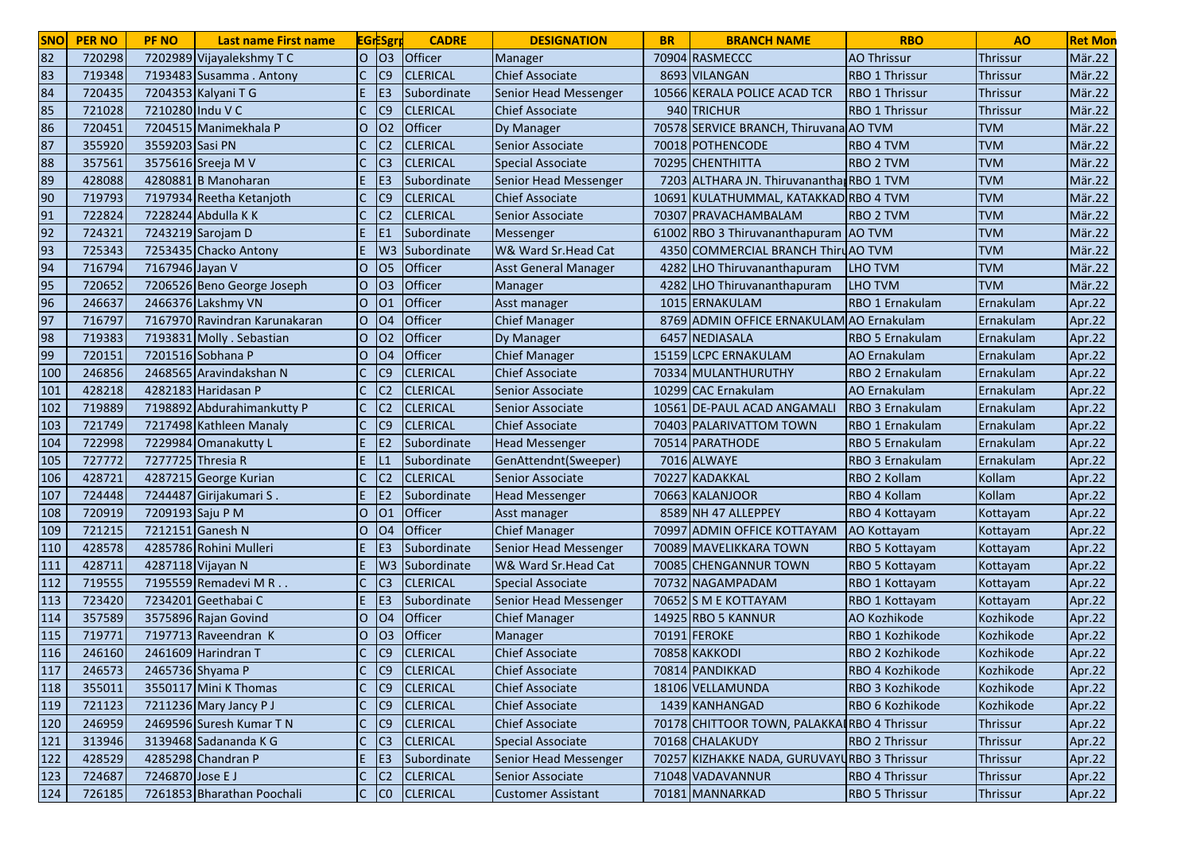| SNO | PER NO | PF NO | Last name First name | EGr | ESgrp | CADRE | DESIGNATION | BR | BRANCH NAME | RBO | AO | Ret Mon |
|---|---|---|---|---|---|---|---|---|---|---|---|---|
| 82 | 720298 | 7202989 | Vijayalekshmy T C | O | O3 | Officer | Manager | 70904 | RASMECCC | AO Thrissur | Thrissur | Mär.22 |
| 83 | 719348 | 7193483 | Susamma . Antony | C | C9 | CLERICAL | Chief Associate | 8693 | VILANGAN | RBO 1 Thrissur | Thrissur | Mär.22 |
| 84 | 720435 | 7204353 | Kalyani T G | E | E3 | Subordinate | Senior Head Messenger | 10566 | KERALA POLICE ACAD TCR | RBO 1 Thrissur | Thrissur | Mär.22 |
| 85 | 721028 | 7210280 | Indu V C | C | C9 | CLERICAL | Chief Associate | 940 | TRICHUR | RBO 1 Thrissur | Thrissur | Mär.22 |
| 86 | 720451 | 7204515 | Manimekhala P | O | O2 | Officer | Dy Manager | 70578 | SERVICE BRANCH, Thiruvana | AO TVM | TVM | Mär.22 |
| 87 | 355920 | 3559203 | Sasi PN | C | C2 | CLERICAL | Senior Associate | 70018 | POTHENCODE | RBO 4 TVM | TVM | Mär.22 |
| 88 | 357561 | 3575616 | Sreeja M V | C | C3 | CLERICAL | Special Associate | 70295 | CHENTHITTA | RBO 2 TVM | TVM | Mär.22 |
| 89 | 428088 | 4280881 | B Manoharan | E | E3 | Subordinate | Senior Head Messenger | 7203 | ALTHARA JN. Thiruvanantha | RBO 1 TVM | TVM | Mär.22 |
| 90 | 719793 | 7197934 | Reetha Ketanjoth | C | C9 | CLERICAL | Chief Associate | 10691 | KULATHUMMAL, KATAKKAD | RBO 4 TVM | TVM | Mär.22 |
| 91 | 722824 | 7228244 | Abdulla K K | C | C2 | CLERICAL | Senior Associate | 70307 | PRAVACHAMBALAM | RBO 2 TVM | TVM | Mär.22 |
| 92 | 724321 | 7243219 | Sarojam D | E | E1 | Subordinate | Messenger | 61002 | RBO 3 Thiruvananthapuram | AO TVM | TVM | Mär.22 |
| 93 | 725343 | 7253435 | Chacko Antony | E | W3 | Subordinate | W& Ward Sr.Head Cat | 4350 | COMMERCIAL BRANCH Thiru | AO TVM | TVM | Mär.22 |
| 94 | 716794 | 7167946 | Jayan V | O | O5 | Officer | Asst General Manager | 4282 | LHO Thiruvananthapuram | LHO TVM | TVM | Mär.22 |
| 95 | 720652 | 7206526 | Beno George Joseph | O | O3 | Officer | Manager | 4282 | LHO Thiruvananthapuram | LHO TVM | TVM | Mär.22 |
| 96 | 246637 | 2466376 | Lakshmy VN | O | O1 | Officer | Asst manager | 1015 | ERNAKULAM | RBO 1 Ernakulam | Ernakulam | Apr.22 |
| 97 | 716797 | 7167970 | Ravindran Karunakaran | O | O4 | Officer | Chief Manager | 8769 | ADMIN OFFICE ERNAKULAM | AO Ernakulam | Ernakulam | Apr.22 |
| 98 | 719383 | 7193831 | Molly . Sebastian | O | O2 | Officer | Dy Manager | 6457 | NEDIASALA | RBO 5 Ernakulam | Ernakulam | Apr.22 |
| 99 | 720151 | 7201516 | Sobhana P | O | O4 | Officer | Chief Manager | 15159 | LCPC ERNAKULAM | AO Ernakulam | Ernakulam | Apr.22 |
| 100 | 246856 | 2468565 | Aravindakshan N | C | C9 | CLERICAL | Chief Associate | 70334 | MULANTHURUTHY | RBO 2 Ernakulam | Ernakulam | Apr.22 |
| 101 | 428218 | 4282183 | Haridasan P | C | C2 | CLERICAL | Senior Associate | 10299 | CAC Ernakulam | AO Ernakulam | Ernakulam | Apr.22 |
| 102 | 719889 | 7198892 | Abdurahimankutty P | C | C2 | CLERICAL | Senior Associate | 10561 | DE-PAUL ACAD ANGAMALI | RBO 3 Ernakulam | Ernakulam | Apr.22 |
| 103 | 721749 | 7217498 | Kathleen Manaly | C | C9 | CLERICAL | Chief Associate | 70403 | PALARIVATTOM TOWN | RBO 1 Ernakulam | Ernakulam | Apr.22 |
| 104 | 722998 | 7229984 | Omanakutty L | E | E2 | Subordinate | Head Messenger | 70514 | PARATHODE | RBO 5 Ernakulam | Ernakulam | Apr.22 |
| 105 | 727772 | 7277725 | Thresia R | E | L1 | Subordinate | GenAttendnt(Sweeper) | 7016 | ALWAYE | RBO 3 Ernakulam | Ernakulam | Apr.22 |
| 106 | 428721 | 4287215 | George Kurian | C | C2 | CLERICAL | Senior Associate | 70227 | KADAKKAL | RBO 2 Kollam | Kollam | Apr.22 |
| 107 | 724448 | 7244487 | Girijakumari S . | E | E2 | Subordinate | Head Messenger | 70663 | KALANJOOR | RBO 4 Kollam | Kollam | Apr.22 |
| 108 | 720919 | 7209193 | Saju P M | O | O1 | Officer | Asst manager | 8589 | NH 47 ALLEPPEY | RBO 4 Kottayam | Kottayam | Apr.22 |
| 109 | 721215 | 7212151 | Ganesh N | O | O4 | Officer | Chief Manager | 70997 | ADMIN OFFICE KOTTAYAM | AO Kottayam | Kottayam | Apr.22 |
| 110 | 428578 | 4285786 | Rohini Mulleri | E | E3 | Subordinate | Senior Head Messenger | 70089 | MAVELIKKARA TOWN | RBO 5 Kottayam | Kottayam | Apr.22 |
| 111 | 428711 | 4287118 | Vijayan N | E | W3 | Subordinate | W& Ward Sr.Head Cat | 70085 | CHENGANNUR TOWN | RBO 5 Kottayam | Kottayam | Apr.22 |
| 112 | 719555 | 7195559 | Remadevi M R . . | C | C3 | CLERICAL | Special Associate | 70732 | NAGAMPADAM | RBO 1 Kottayam | Kottayam | Apr.22 |
| 113 | 723420 | 7234201 | Geethabai C | E | E3 | Subordinate | Senior Head Messenger | 70652 | S M E KOTTAYAM | RBO 1 Kottayam | Kottayam | Apr.22 |
| 114 | 357589 | 3575896 | Rajan Govind | O | O4 | Officer | Chief Manager | 14925 | RBO 5 KANNUR | AO Kozhikode | Kozhikode | Apr.22 |
| 115 | 719771 | 7197713 | Raveendran K | O | O3 | Officer | Manager | 70191 | FEROKE | RBO 1 Kozhikode | Kozhikode | Apr.22 |
| 116 | 246160 | 2461609 | Harindran T | C | C9 | CLERICAL | Chief Associate | 70858 | KAKKODI | RBO 2 Kozhikode | Kozhikode | Apr.22 |
| 117 | 246573 | 2465736 | Shyama P | C | C9 | CLERICAL | Chief Associate | 70814 | PANDIKKAD | RBO 4 Kozhikode | Kozhikode | Apr.22 |
| 118 | 355011 | 3550117 | Mini K Thomas | C | C9 | CLERICAL | Chief Associate | 18106 | VELLAMUNDA | RBO 3 Kozhikode | Kozhikode | Apr.22 |
| 119 | 721123 | 7211236 | Mary Jancy P J | C | C9 | CLERICAL | Chief Associate | 1439 | KANHANGAD | RBO 6 Kozhikode | Kozhikode | Apr.22 |
| 120 | 246959 | 2469596 | Suresh Kumar T N | C | C9 | CLERICAL | Chief Associate | 70178 | CHITTOOR TOWN, PALAKKA | RBO 4 Thrissur | Thrissur | Apr.22 |
| 121 | 313946 | 3139468 | Sadananda K G | C | C3 | CLERICAL | Special Associate | 70168 | CHALAKUDY | RBO 2 Thrissur | Thrissur | Apr.22 |
| 122 | 428529 | 4285298 | Chandran P | E | E3 | Subordinate | Senior Head Messenger | 70257 | KIZHAKKE NADA, GURUVAYU | RBO 3 Thrissur | Thrissur | Apr.22 |
| 123 | 724687 | 7246870 | Jose E J | C | C2 | CLERICAL | Senior Associate | 71048 | VADAVANNUR | RBO 4 Thrissur | Thrissur | Apr.22 |
| 124 | 726185 | 7261853 | Bharathan Poochali | C | C0 | CLERICAL | Customer Assistant | 70181 | MANNARKAD | RBO 5 Thrissur | Thrissur | Apr.22 |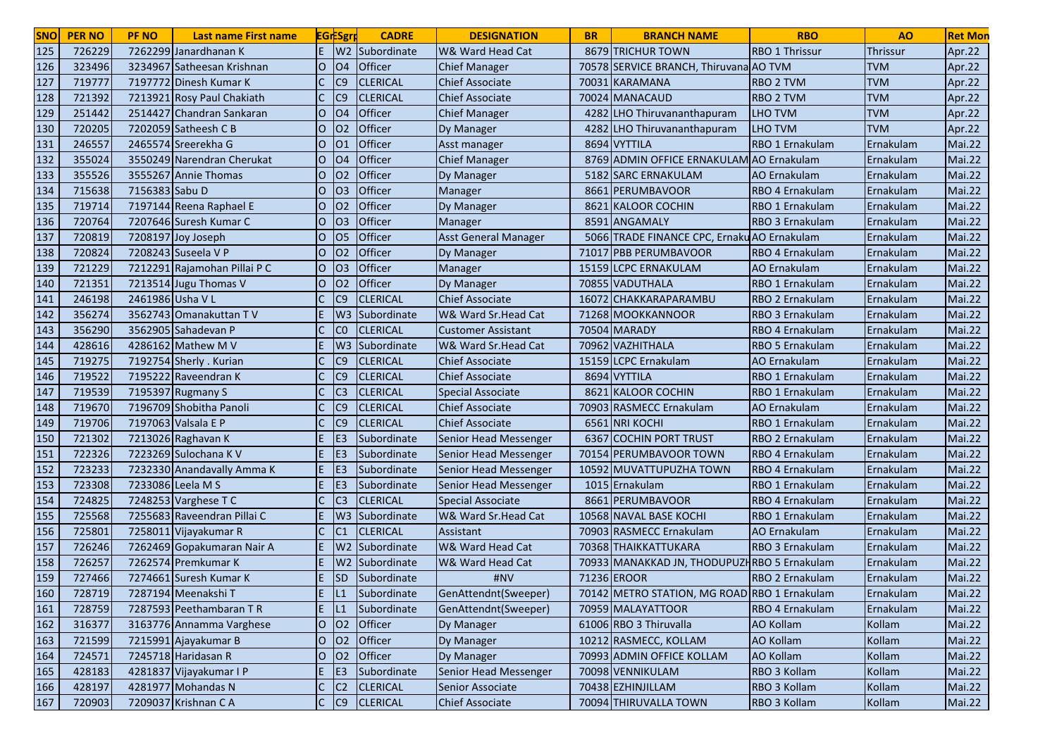| SNO | PER NO | PF NO | Last name First name | EGr | ESgrp | CADRE | DESIGNATION | BR | BRANCH NAME | RBO | AO | Ret Mon |
|---|---|---|---|---|---|---|---|---|---|---|---|---|
| 125 | 726229 | 7262299 | Janardhanan K | E | W2 | Subordinate | W& Ward Head Cat | 8679 | TRICHUR TOWN | RBO 1 Thrissur | Thrissur | Apr.22 |
| 126 | 323496 | 3234967 | Satheesan Krishnan | O | O4 | Officer | Chief Manager | 70578 | SERVICE BRANCH, Thiruvana | AO TVM | TVM | Apr.22 |
| 127 | 719777 | 7197772 | Dinesh Kumar K | C | C9 | CLERICAL | Chief Associate | 70031 | KARAMANA | RBO 2 TVM | TVM | Apr.22 |
| 128 | 721392 | 7213921 | Rosy Paul Chakiath | C | C9 | CLERICAL | Chief Associate | 70024 | MANACAUD | RBO 2 TVM | TVM | Apr.22 |
| 129 | 251442 | 2514427 | Chandran Sankaran | O | O4 | Officer | Chief Manager | 4282 | LHO Thiruvananthapuram | LHO TVM | TVM | Apr.22 |
| 130 | 720205 | 7202059 | Satheesh C B | O | O2 | Officer | Dy Manager | 4282 | LHO Thiruvananthapuram | LHO TVM | TVM | Apr.22 |
| 131 | 246557 | 2465574 | Sreerekha G | O | O1 | Officer | Asst manager | 8694 | VYTTILA | RBO 1 Ernakulam | Ernakulam | Mai.22 |
| 132 | 355024 | 3550249 | Narendran Cherukat | O | O4 | Officer | Chief Manager | 8769 | ADMIN OFFICE ERNAKULAM | AO Ernakulam | Ernakulam | Mai.22 |
| 133 | 355526 | 3555267 | Annie Thomas | O | O2 | Officer | Dy Manager | 5182 | SARC ERNAKULAM | AO Ernakulam | Ernakulam | Mai.22 |
| 134 | 715638 | 7156383 | Sabu D | O | O3 | Officer | Manager | 8661 | PERUMBAVOOR | RBO 4 Ernakulam | Ernakulam | Mai.22 |
| 135 | 719714 | 7197144 | Reena Raphael E | O | O2 | Officer | Dy Manager | 8621 | KALOOR COCHIN | RBO 1 Ernakulam | Ernakulam | Mai.22 |
| 136 | 720764 | 7207646 | Suresh Kumar C | O | O3 | Officer | Manager | 8591 | ANGAMALY | RBO 3 Ernakulam | Ernakulam | Mai.22 |
| 137 | 720819 | 7208197 | Joy Joseph | O | O5 | Officer | Asst General Manager | 5066 | TRADE FINANCE CPC, Ernaku | AO Ernakulam | Ernakulam | Mai.22 |
| 138 | 720824 | 7208243 | Suseela V P | O | O2 | Officer | Dy Manager | 71017 | PBB PERUMBAVOOR | RBO 4 Ernakulam | Ernakulam | Mai.22 |
| 139 | 721229 | 7212291 | Rajamohan Pillai P C | O | O3 | Officer | Manager | 15159 | LCPC ERNAKULAM | AO Ernakulam | Ernakulam | Mai.22 |
| 140 | 721351 | 7213514 | Jugu Thomas V | O | O2 | Officer | Dy Manager | 70855 | VADUTHALA | RBO 1 Ernakulam | Ernakulam | Mai.22 |
| 141 | 246198 | 2461986 | Usha V L | C | C9 | CLERICAL | Chief Associate | 16072 | CHAKKARAPARAMBU | RBO 2 Ernakulam | Ernakulam | Mai.22 |
| 142 | 356274 | 3562743 | Omanakuttan T V | E | W3 | Subordinate | W& Ward Sr.Head Cat | 71268 | MOOKKANNOOR | RBO 3 Ernakulam | Ernakulam | Mai.22 |
| 143 | 356290 | 3562905 | Sahadevan P | C | C0 | CLERICAL | Customer Assistant | 70504 | MARADY | RBO 4 Ernakulam | Ernakulam | Mai.22 |
| 144 | 428616 | 4286162 | Mathew M V | E | W3 | Subordinate | W& Ward Sr.Head Cat | 70962 | VAZHITHALA | RBO 5 Ernakulam | Ernakulam | Mai.22 |
| 145 | 719275 | 7192754 | Sherly . Kurian | C | C9 | CLERICAL | Chief Associate | 15159 | LCPC Ernakulam | AO Ernakulam | Ernakulam | Mai.22 |
| 146 | 719522 | 7195222 | Raveendran K | C | C9 | CLERICAL | Chief Associate | 8694 | VYTTILA | RBO 1 Ernakulam | Ernakulam | Mai.22 |
| 147 | 719539 | 7195397 | Rugmany S | C | C3 | CLERICAL | Special Associate | 8621 | KALOOR COCHIN | RBO 1 Ernakulam | Ernakulam | Mai.22 |
| 148 | 719670 | 7196709 | Shobitha Panoli | C | C9 | CLERICAL | Chief Associate | 70903 | RASMECC Ernakulam | AO Ernakulam | Ernakulam | Mai.22 |
| 149 | 719706 | 7197063 | Valsala E P | C | C9 | CLERICAL | Chief Associate | 6561 | NRI KOCHI | RBO 1 Ernakulam | Ernakulam | Mai.22 |
| 150 | 721302 | 7213026 | Raghavan K | E | E3 | Subordinate | Senior Head Messenger | 6367 | COCHIN PORT TRUST | RBO 2 Ernakulam | Ernakulam | Mai.22 |
| 151 | 722326 | 7223269 | Sulochana K V | E | E3 | Subordinate | Senior Head Messenger | 70154 | PERUMBAVOOR TOWN | RBO 4 Ernakulam | Ernakulam | Mai.22 |
| 152 | 723233 | 7232330 | Anandavally Amma K | E | E3 | Subordinate | Senior Head Messenger | 10592 | MUVATTUPUZHA TOWN | RBO 4 Ernakulam | Ernakulam | Mai.22 |
| 153 | 723308 | 7233086 | Leela M S | E | E3 | Subordinate | Senior Head Messenger | 1015 | Ernakulam | RBO 1 Ernakulam | Ernakulam | Mai.22 |
| 154 | 724825 | 7248253 | Varghese T C | C | C3 | CLERICAL | Special Associate | 8661 | PERUMBAVOOR | RBO 4 Ernakulam | Ernakulam | Mai.22 |
| 155 | 725568 | 7255683 | Raveendran Pillai C | E | W3 | Subordinate | W& Ward Sr.Head Cat | 10568 | NAVAL BASE KOCHI | RBO 1 Ernakulam | Ernakulam | Mai.22 |
| 156 | 725801 | 7258011 | Vijayakumar R | C | C1 | CLERICAL | Assistant | 70903 | RASMECC Ernakulam | AO Ernakulam | Ernakulam | Mai.22 |
| 157 | 726246 | 7262469 | Gopakumaran Nair A | E | W2 | Subordinate | W& Ward Head Cat | 70368 | THAIKKATTUKARA | RBO 3 Ernakulam | Ernakulam | Mai.22 |
| 158 | 726257 | 7262574 | Premkumar K | E | W2 | Subordinate | W& Ward Head Cat | 70933 | MANAKKAD JN, THODUPUZH | RBO 5 Ernakulam | Ernakulam | Mai.22 |
| 159 | 727466 | 7274661 | Suresh Kumar K | E | SD | Subordinate | #NV | 71236 | EROOR | RBO 2 Ernakulam | Ernakulam | Mai.22 |
| 160 | 728719 | 7287194 | Meenakshi T | E | L1 | Subordinate | GenAttendnt(Sweeper) | 70142 | METRO STATION, MG ROAD | RBO 1 Ernakulam | Ernakulam | Mai.22 |
| 161 | 728759 | 7287593 | Peethambaran T R | E | L1 | Subordinate | GenAttendnt(Sweeper) | 70959 | MALAYATTOOR | RBO 4 Ernakulam | Ernakulam | Mai.22 |
| 162 | 316377 | 3163776 | Annamma Varghese | O | O2 | Officer | Dy Manager | 61006 | RBO 3 Thiruvalla | AO Kollam | Kollam | Mai.22 |
| 163 | 721599 | 7215991 | Ajayakumar B | O | O2 | Officer | Dy Manager | 10212 | RASMECC, KOLLAM | AO Kollam | Kollam | Mai.22 |
| 164 | 724571 | 7245718 | Haridasan R | O | O2 | Officer | Dy Manager | 70993 | ADMIN OFFICE KOLLAM | AO Kollam | Kollam | Mai.22 |
| 165 | 428183 | 4281837 | Vijayakumar I P | E | E3 | Subordinate | Senior Head Messenger | 70098 | VENNIKULAM | RBO 3 Kollam | Kollam | Mai.22 |
| 166 | 428197 | 4281977 | Mohandas N | C | C2 | CLERICAL | Senior Associate | 70438 | EZHINJILLAM | RBO 3 Kollam | Kollam | Mai.22 |
| 167 | 720903 | 7209037 | Krishnan C A | C | C9 | CLERICAL | Chief Associate | 70094 | THIRUVALLA TOWN | RBO 3 Kollam | Kollam | Mai.22 |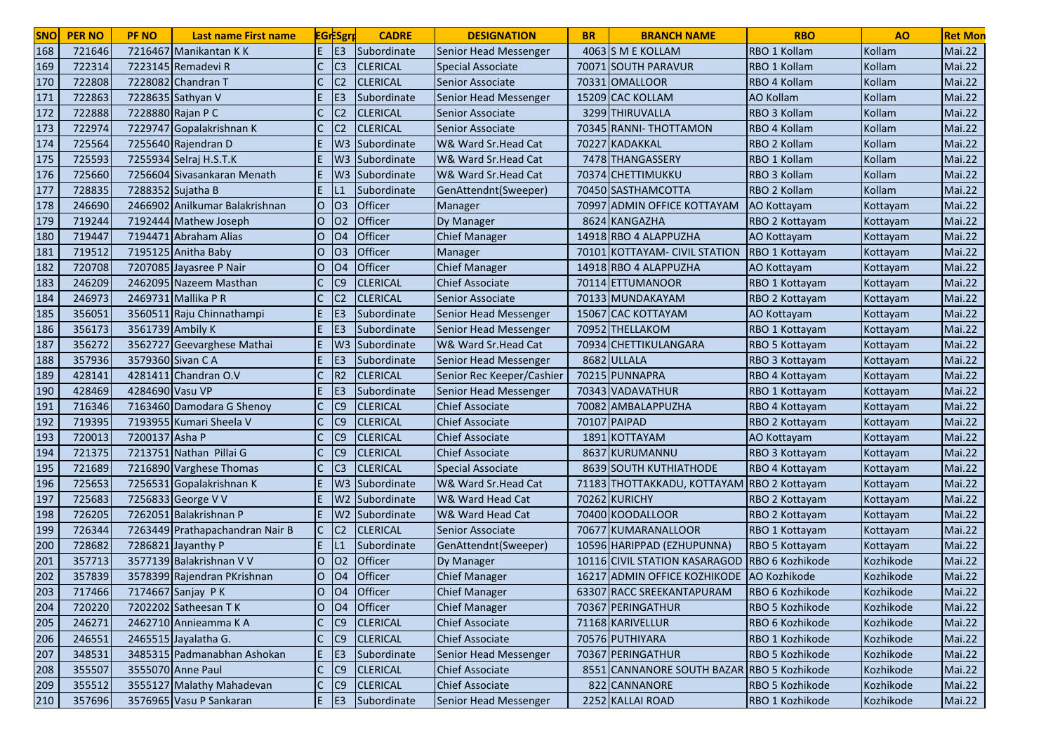| SNO | PER NO | PF NO | Last name First name | EGr | ESgrp | CADRE | DESIGNATION | BR | BRANCH NAME | RBO | AO | Ret Mon |
|---|---|---|---|---|---|---|---|---|---|---|---|---|
| 168 | 721646 | 7216467 | Manikantan K K | E | E3 | Subordinate | Senior Head Messenger | 4063 | S M E KOLLAM | RBO 1 Kollam | Kollam | Mai.22 |
| 169 | 722314 | 7223145 | Remadevi R | C | C3 | CLERICAL | Special Associate | 70071 | SOUTH PARAVUR | RBO 1 Kollam | Kollam | Mai.22 |
| 170 | 722808 | 7228082 | Chandran T | C | C2 | CLERICAL | Senior Associate | 70331 | OMALLOOR | RBO 4 Kollam | Kollam | Mai.22 |
| 171 | 722863 | 7228635 | Sathyan V | E | E3 | Subordinate | Senior Head Messenger | 15209 | CAC KOLLAM | AO Kollam | Kollam | Mai.22 |
| 172 | 722888 | 7228880 | Rajan P C | C | C2 | CLERICAL | Senior Associate | 3299 | THIRUVALLA | RBO 3 Kollam | Kollam | Mai.22 |
| 173 | 722974 | 7229747 | Gopalakrishnan K | C | C2 | CLERICAL | Senior Associate | 70345 | RANNI- THOTTAMON | RBO 4 Kollam | Kollam | Mai.22 |
| 174 | 725564 | 7255640 | Rajendran D | E | W3 | Subordinate | W& Ward Sr.Head Cat | 70227 | KADAKKAL | RBO 2 Kollam | Kollam | Mai.22 |
| 175 | 725593 | 7255934 | Selraj H.S.T.K | E | W3 | Subordinate | W& Ward Sr.Head Cat | 7478 | THANGASSERY | RBO 1 Kollam | Kollam | Mai.22 |
| 176 | 725660 | 7256604 | Sivasankaran Menath | E | W3 | Subordinate | W& Ward Sr.Head Cat | 70374 | CHETTIMUKKU | RBO 3 Kollam | Kollam | Mai.22 |
| 177 | 728835 | 7288352 | Sujatha B | E | L1 | Subordinate | GenAttendnt(Sweeper) | 70450 | SASTHAMCOTTA | RBO 2 Kollam | Kollam | Mai.22 |
| 178 | 246690 | 2466902 | Anilkumar Balakrishnan | O | O3 | Officer | Manager | 70997 | ADMIN OFFICE KOTTAYAM | AO Kottayam | Kottayam | Mai.22 |
| 179 | 719244 | 7192444 | Mathew Joseph | O | O2 | Officer | Dy Manager | 8624 | KANGAZHA | RBO 2 Kottayam | Kottayam | Mai.22 |
| 180 | 719447 | 7194471 | Abraham Alias | O | O4 | Officer | Chief Manager | 14918 | RBO 4 ALAPPUZHA | AO Kottayam | Kottayam | Mai.22 |
| 181 | 719512 | 7195125 | Anitha Baby | O | O3 | Officer | Manager | 70101 | KOTTAYAM- CIVIL STATION | RBO 1 Kottayam | Kottayam | Mai.22 |
| 182 | 720708 | 7207085 | Jayasree P Nair | O | O4 | Officer | Chief Manager | 14918 | RBO 4 ALAPPUZHA | AO Kottayam | Kottayam | Mai.22 |
| 183 | 246209 | 2462095 | Nazeem Masthan | C | C9 | CLERICAL | Chief Associate | 70114 | ETTUMANOOR | RBO 1 Kottayam | Kottayam | Mai.22 |
| 184 | 246973 | 2469731 | Mallika P R | C | C2 | CLERICAL | Senior Associate | 70133 | MUNDAKAYAM | RBO 2 Kottayam | Kottayam | Mai.22 |
| 185 | 356051 | 3560511 | Raju Chinnathampi | E | E3 | Subordinate | Senior Head Messenger | 15067 | CAC KOTTAYAM | AO Kottayam | Kottayam | Mai.22 |
| 186 | 356173 | 3561739 | Ambily K | E | E3 | Subordinate | Senior Head Messenger | 70952 | THELLAKOM | RBO 1 Kottayam | Kottayam | Mai.22 |
| 187 | 356272 | 3562727 | Geevarghese Mathai | E | W3 | Subordinate | W& Ward Sr.Head Cat | 70934 | CHETTIKULANGARA | RBO 5 Kottayam | Kottayam | Mai.22 |
| 188 | 357936 | 3579360 | Sivan C A | E | E3 | Subordinate | Senior Head Messenger | 8682 | ULLALA | RBO 3 Kottayam | Kottayam | Mai.22 |
| 189 | 428141 | 4281411 | Chandran O.V | C | R2 | CLERICAL | Senior Rec Keeper/Cashier | 70215 | PUNNAPRA | RBO 4 Kottayam | Kottayam | Mai.22 |
| 190 | 428469 | 4284690 | Vasu VP | E | E3 | Subordinate | Senior Head Messenger | 70343 | VADAVATHUR | RBO 1 Kottayam | Kottayam | Mai.22 |
| 191 | 716346 | 7163460 | Damodara G Shenoy | C | C9 | CLERICAL | Chief Associate | 70082 | AMBALAPPUZHA | RBO 4 Kottayam | Kottayam | Mai.22 |
| 192 | 719395 | 7193955 | Kumari Sheela V | C | C9 | CLERICAL | Chief Associate | 70107 | PAIPAD | RBO 2 Kottayam | Kottayam | Mai.22 |
| 193 | 720013 | 7200137 | Asha P | C | C9 | CLERICAL | Chief Associate | 1891 | KOTTAYAM | AO Kottayam | Kottayam | Mai.22 |
| 194 | 721375 | 7213751 | Nathan Pillai G | C | C9 | CLERICAL | Chief Associate | 8637 | KURUMANNU | RBO 3 Kottayam | Kottayam | Mai.22 |
| 195 | 721689 | 7216890 | Varghese Thomas | C | C3 | CLERICAL | Special Associate | 8639 | SOUTH KUTHIATHODE | RBO 4 Kottayam | Kottayam | Mai.22 |
| 196 | 725653 | 7256531 | Gopalakrishnan K | E | W3 | Subordinate | W& Ward Sr.Head Cat | 71183 | THOTTAKKADU, KOTTAYAM | RBO 2 Kottayam | Kottayam | Mai.22 |
| 197 | 725683 | 7256833 | George V V | E | W2 | Subordinate | W& Ward Head Cat | 70262 | KURICHY | RBO 2 Kottayam | Kottayam | Mai.22 |
| 198 | 726205 | 7262051 | Balakrishnan P | E | W2 | Subordinate | W& Ward Head Cat | 70400 | KOODALLOOR | RBO 2 Kottayam | Kottayam | Mai.22 |
| 199 | 726344 | 7263449 | Prathapachandran Nair B | C | C2 | CLERICAL | Senior Associate | 70677 | KUMARANALLOOR | RBO 1 Kottayam | Kottayam | Mai.22 |
| 200 | 728682 | 7286821 | Jayanthy P | E | L1 | Subordinate | GenAttendnt(Sweeper) | 10596 | HARIPPAD (EZHUPUNNA) | RBO 5 Kottayam | Kottayam | Mai.22 |
| 201 | 357713 | 3577139 | Balakrishnan V V | O | O2 | Officer | Dy Manager | 10116 | CIVIL STATION KASARAGOD | RBO 6 Kozhikode | Kozhikode | Mai.22 |
| 202 | 357839 | 3578399 | Rajendran PKrishnan | O | O4 | Officer | Chief Manager | 16217 | ADMIN OFFICE KOZHIKODE | AO Kozhikode | Kozhikode | Mai.22 |
| 203 | 717466 | 7174667 | Sanjay P K | O | O4 | Officer | Chief Manager | 63307 | RACC SREEKANTAPURAM | RBO 6 Kozhikode | Kozhikode | Mai.22 |
| 204 | 720220 | 7202202 | Satheesan T K | O | O4 | Officer | Chief Manager | 70367 | PERINGATHUR | RBO 5 Kozhikode | Kozhikode | Mai.22 |
| 205 | 246271 | 2462710 | Annieamma K A | C | C9 | CLERICAL | Chief Associate | 71168 | KARIVELLUR | RBO 6 Kozhikode | Kozhikode | Mai.22 |
| 206 | 246551 | 2465515 | Jayalatha G. | C | C9 | CLERICAL | Chief Associate | 70576 | PUTHIYARA | RBO 1 Kozhikode | Kozhikode | Mai.22 |
| 207 | 348531 | 3485315 | Padmanabhan Ashokan | E | E3 | Subordinate | Senior Head Messenger | 70367 | PERINGATHUR | RBO 5 Kozhikode | Kozhikode | Mai.22 |
| 208 | 355507 | 3555070 | Anne Paul | C | C9 | CLERICAL | Chief Associate | 8551 | CANNANORE SOUTH BAZAR | RBO 5 Kozhikode | Kozhikode | Mai.22 |
| 209 | 355512 | 3555127 | Malathy Mahadevan | C | C9 | CLERICAL | Chief Associate | 822 | CANNANORE | RBO 5 Kozhikode | Kozhikode | Mai.22 |
| 210 | 357696 | 3576965 | Vasu P Sankaran | E | E3 | Subordinate | Senior Head Messenger | 2252 | KALLAI ROAD | RBO 1 Kozhikode | Kozhikode | Mai.22 |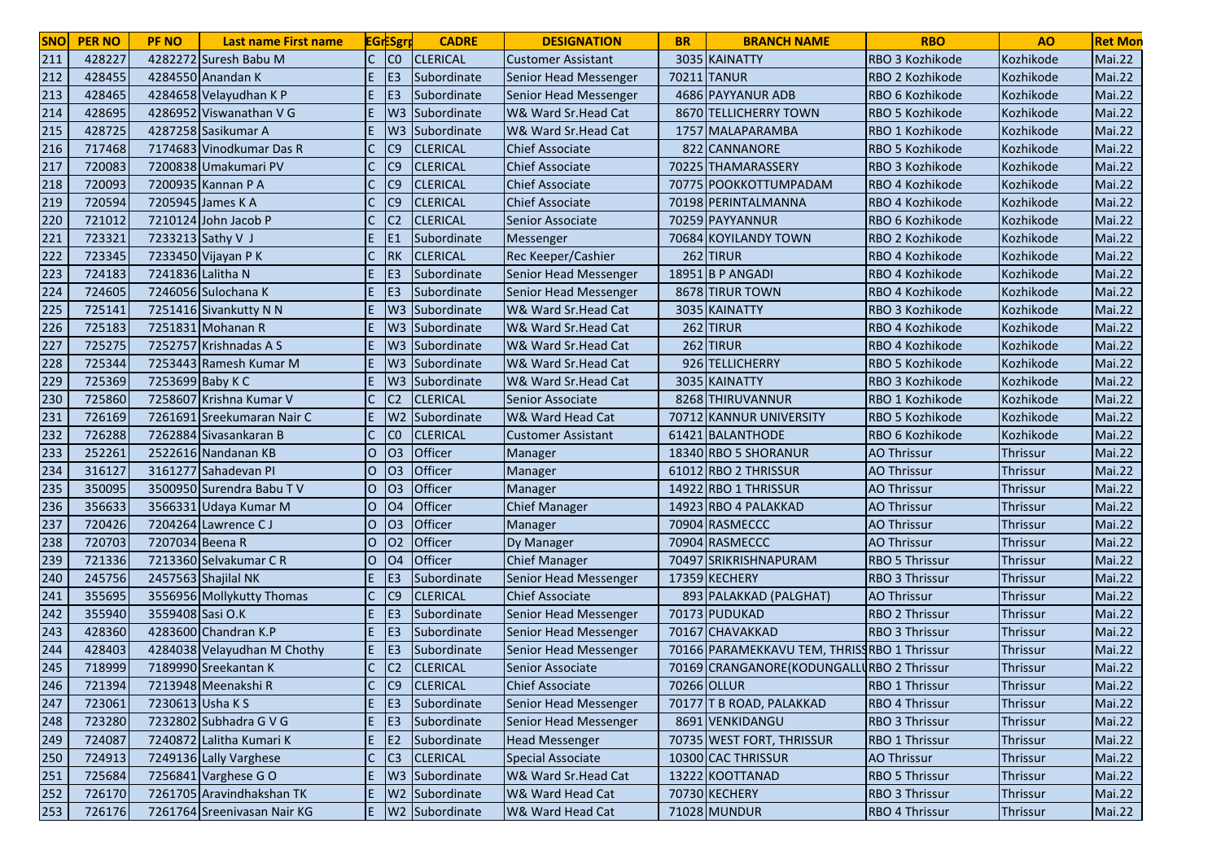| SNO | PER NO | PF NO | Last name First name | EGr | ESgrp | CADRE | DESIGNATION | BR | BRANCH NAME | RBO | AO | Ret Mon |
|---|---|---|---|---|---|---|---|---|---|---|---|---|
| 211 | 428227 | 4282272 | Suresh Babu M | C | C0 | CLERICAL | Customer Assistant | 3035 | KAINATTY | RBO 3 Kozhikode | Kozhikode | Mai.22 |
| 212 | 428455 | 4284550 | Anandan K | E | E3 | Subordinate | Senior Head Messenger | 70211 | TANUR | RBO 2 Kozhikode | Kozhikode | Mai.22 |
| 213 | 428465 | 4284658 | Velayudhan K P | E | E3 | Subordinate | Senior Head Messenger | 4686 | PAYYANUR ADB | RBO 6 Kozhikode | Kozhikode | Mai.22 |
| 214 | 428695 | 4286952 | Viswanathan V G | E | W3 | Subordinate | W& Ward Sr.Head Cat | 8670 | TELLICHERRY TOWN | RBO 5 Kozhikode | Kozhikode | Mai.22 |
| 215 | 428725 | 4287258 | Sasikumar A | E | W3 | Subordinate | W& Ward Sr.Head Cat | 1757 | MALAPARAMBA | RBO 1 Kozhikode | Kozhikode | Mai.22 |
| 216 | 717468 | 7174683 | Vinodkumar Das R | C | C9 | CLERICAL | Chief Associate | 822 | CANNANORE | RBO 5 Kozhikode | Kozhikode | Mai.22 |
| 217 | 720083 | 7200838 | Umakumari PV | C | C9 | CLERICAL | Chief Associate | 70225 | THAMARASSERY | RBO 3 Kozhikode | Kozhikode | Mai.22 |
| 218 | 720093 | 7200935 | Kannan P A | C | C9 | CLERICAL | Chief Associate | 70775 | POOKKOTTUMPADAM | RBO 4 Kozhikode | Kozhikode | Mai.22 |
| 219 | 720594 | 7205945 | James K A | C | C9 | CLERICAL | Chief Associate | 70198 | PERINTALMANNA | RBO 4 Kozhikode | Kozhikode | Mai.22 |
| 220 | 721012 | 7210124 | John Jacob P | C | C2 | CLERICAL | Senior Associate | 70259 | PAYYANNUR | RBO 6 Kozhikode | Kozhikode | Mai.22 |
| 221 | 723321 | 7233213 | Sathy V J | E | E1 | Subordinate | Messenger | 70684 | KOYILANDY TOWN | RBO 2 Kozhikode | Kozhikode | Mai.22 |
| 222 | 723345 | 7233450 | Vijayan P K | C | RK | CLERICAL | Rec Keeper/Cashier | 262 | TIRUR | RBO 4 Kozhikode | Kozhikode | Mai.22 |
| 223 | 724183 | 7241836 | Lalitha N | E | E3 | Subordinate | Senior Head Messenger | 18951 | B P ANGADI | RBO 4 Kozhikode | Kozhikode | Mai.22 |
| 224 | 724605 | 7246056 | Sulochana K | E | E3 | Subordinate | Senior Head Messenger | 8678 | TIRUR TOWN | RBO 4 Kozhikode | Kozhikode | Mai.22 |
| 225 | 725141 | 7251416 | Sivankutty N N | E | W3 | Subordinate | W& Ward Sr.Head Cat | 3035 | KAINATTY | RBO 3 Kozhikode | Kozhikode | Mai.22 |
| 226 | 725183 | 7251831 | Mohanan R | E | W3 | Subordinate | W& Ward Sr.Head Cat | 262 | TIRUR | RBO 4 Kozhikode | Kozhikode | Mai.22 |
| 227 | 725275 | 7252757 | Krishnadas A S | E | W3 | Subordinate | W& Ward Sr.Head Cat | 262 | TIRUR | RBO 4 Kozhikode | Kozhikode | Mai.22 |
| 228 | 725344 | 7253443 | Ramesh Kumar M | E | W3 | Subordinate | W& Ward Sr.Head Cat | 926 | TELLICHERRY | RBO 5 Kozhikode | Kozhikode | Mai.22 |
| 229 | 725369 | 7253699 | Baby K C | E | W3 | Subordinate | W& Ward Sr.Head Cat | 3035 | KAINATTY | RBO 3 Kozhikode | Kozhikode | Mai.22 |
| 230 | 725860 | 7258607 | Krishna Kumar V | C | C2 | CLERICAL | Senior Associate | 8268 | THIRUVANNUR | RBO 1 Kozhikode | Kozhikode | Mai.22 |
| 231 | 726169 | 7261691 | Sreekumaran Nair C | E | W2 | Subordinate | W& Ward Head Cat | 70712 | KANNUR UNIVERSITY | RBO 5 Kozhikode | Kozhikode | Mai.22 |
| 232 | 726288 | 7262884 | Sivasankaran B | C | C0 | CLERICAL | Customer Assistant | 61421 | BALANTHODE | RBO 6 Kozhikode | Kozhikode | Mai.22 |
| 233 | 252261 | 2522616 | Nandanan KB | O | O3 | Officer | Manager | 18340 | RBO 5 SHORANUR | AO Thrissur | Thrissur | Mai.22 |
| 234 | 316127 | 3161277 | Sahadevan PI | O | O3 | Officer | Manager | 61012 | RBO 2 THRISSUR | AO Thrissur | Thrissur | Mai.22 |
| 235 | 350095 | 3500950 | Surendra Babu T V | O | O3 | Officer | Manager | 14922 | RBO 1 THRISSUR | AO Thrissur | Thrissur | Mai.22 |
| 236 | 356633 | 3566331 | Udaya Kumar M | O | O4 | Officer | Chief Manager | 14923 | RBO 4 PALAKKAD | AO Thrissur | Thrissur | Mai.22 |
| 237 | 720426 | 7204264 | Lawrence C J | O | O3 | Officer | Manager | 70904 | RASMECCC | AO Thrissur | Thrissur | Mai.22 |
| 238 | 720703 | 7207034 | Beena R | O | O2 | Officer | Dy Manager | 70904 | RASMECCC | AO Thrissur | Thrissur | Mai.22 |
| 239 | 721336 | 7213360 | Selvakumar C R | O | O4 | Officer | Chief Manager | 70497 | SRIKRISHNAPURAM | RBO 5 Thrissur | Thrissur | Mai.22 |
| 240 | 245756 | 2457563 | Shajilal NK | E | E3 | Subordinate | Senior Head Messenger | 17359 | KECHERY | RBO 3 Thrissur | Thrissur | Mai.22 |
| 241 | 355695 | 3556956 | Mollykutty Thomas | C | C9 | CLERICAL | Chief Associate | 893 | PALAKKAD (PALGHAT) | AO Thrissur | Thrissur | Mai.22 |
| 242 | 355940 | 3559408 | Sasi O.K | E | E3 | Subordinate | Senior Head Messenger | 70173 | PUDUKAD | RBO 2 Thrissur | Thrissur | Mai.22 |
| 243 | 428360 | 4283600 | Chandran K.P | E | E3 | Subordinate | Senior Head Messenger | 70167 | CHAVAKKAD | RBO 3 Thrissur | Thrissur | Mai.22 |
| 244 | 428403 | 4284038 | Velayudhan M Chothy | E | E3 | Subordinate | Senior Head Messenger | 70166 | PARAMEKKAVU TEM, THRISS | RBO 1 Thrissur | Thrissur | Mai.22 |
| 245 | 718999 | 7189990 | Sreekantan K | C | C2 | CLERICAL | Senior Associate | 70169 | CRANGANORE(KODUNGALLU | RBO 2 Thrissur | Thrissur | Mai.22 |
| 246 | 721394 | 7213948 | Meenakshi R | C | C9 | CLERICAL | Chief Associate | 70266 | OLLUR | RBO 1 Thrissur | Thrissur | Mai.22 |
| 247 | 723061 | 7230613 | Usha K S | E | E3 | Subordinate | Senior Head Messenger | 70177 | T B ROAD, PALAKKAD | RBO 4 Thrissur | Thrissur | Mai.22 |
| 248 | 723280 | 7232802 | Subhadra G V G | E | E3 | Subordinate | Senior Head Messenger | 8691 | VENKIDANGU | RBO 3 Thrissur | Thrissur | Mai.22 |
| 249 | 724087 | 7240872 | Lalitha Kumari K | E | E2 | Subordinate | Head Messenger | 70735 | WEST FORT, THRISSUR | RBO 1 Thrissur | Thrissur | Mai.22 |
| 250 | 724913 | 7249136 | Lally Varghese | C | C3 | CLERICAL | Special Associate | 10300 | CAC THRISSUR | AO Thrissur | Thrissur | Mai.22 |
| 251 | 725684 | 7256841 | Varghese G O | E | W3 | Subordinate | W& Ward Sr.Head Cat | 13222 | KOOTTANAD | RBO 5 Thrissur | Thrissur | Mai.22 |
| 252 | 726170 | 7261705 | Aravindhakshan TK | E | W2 | Subordinate | W& Ward Head Cat | 70730 | KECHERY | RBO 3 Thrissur | Thrissur | Mai.22 |
| 253 | 726176 | 7261764 | Sreenivasan Nair KG | E | W2 | Subordinate | W& Ward Head Cat | 71028 | MUNDUR | RBO 4 Thrissur | Thrissur | Mai.22 |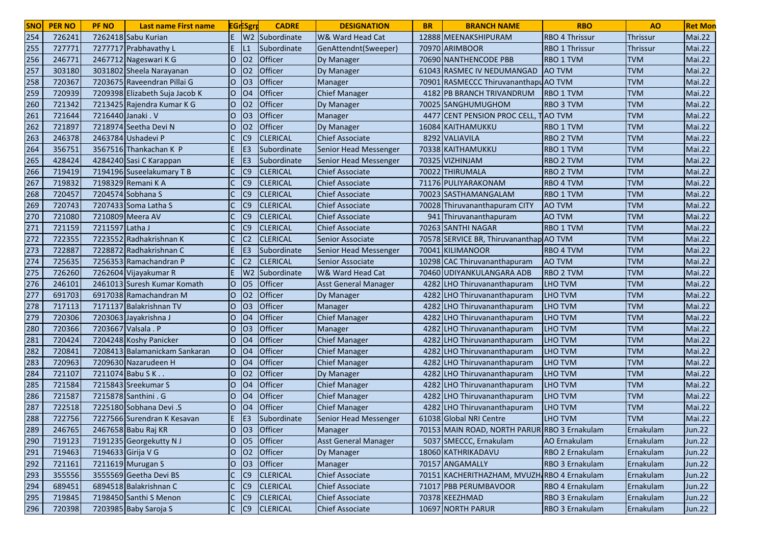| SNO | PER NO | PF NO | Last name First name | EGr | ESgrp | CADRE | DESIGNATION | BR | BRANCH NAME | RBO | AO | Ret Mon |
|---|---|---|---|---|---|---|---|---|---|---|---|---|
| 254 | 726241 | 7262418 | Sabu Kurian | E | W2 | Subordinate | W& Ward Head Cat | 12888 | MEENAKSHIPURAM | RBO 4 Thrissur | Thrissur | Mai.22 |
| 255 | 727771 | 7277717 | Prabhavathy L | E | L1 | Subordinate | GenAttendnt(Sweeper) | 70970 | ARIMBOOR | RBO 1 Thrissur | Thrissur | Mai.22 |
| 256 | 246771 | 2467712 | Nageswari K G | O | O2 | Officer | Dy Manager | 70690 | NANTHENCODE PBB | RBO 1 TVM | TVM | Mai.22 |
| 257 | 303180 | 3031802 | Sheela Narayanan | O | O2 | Officer | Dy Manager | 61043 | RASMEC IV NEDUMANGAD | AO TVM | TVM | Mai.22 |
| 258 | 720367 | 7203675 | Raveendran Pillai G | O | O3 | Officer | Manager | 70901 | RASMECCC Thiruvananthapu | AO TVM | TVM | Mai.22 |
| 259 | 720939 | 7209398 | Elizabeth Suja Jacob K | O | O4 | Officer | Chief Manager | 4182 | PB BRANCH TRIVANDRUM | RBO 1 TVM | TVM | Mai.22 |
| 260 | 721342 | 7213425 | Rajendra Kumar K G | O | O2 | Officer | Dy Manager | 70025 | SANGHUMUGHOM | RBO 3 TVM | TVM | Mai.22 |
| 261 | 721644 | 7216440 | Janaki . V | O | O3 | Officer | Manager | 4477 | CENT PENSION PROC CELL, T | AO TVM | TVM | Mai.22 |
| 262 | 721897 | 7218974 | Seetha Devi N | O | O2 | Officer | Dy Manager | 16084 | KAITHAMUKKU | RBO 1 TVM | TVM | Mai.22 |
| 263 | 246378 | 2463784 | Ushadevi P | C | C9 | CLERICAL | Chief Associate | 8292 | VALIAVILA | RBO 2 TVM | TVM | Mai.22 |
| 264 | 356751 | 3567516 | Thankachan K P | E | E3 | Subordinate | Senior Head Messenger | 70338 | KAITHAMUKKU | RBO 1 TVM | TVM | Mai.22 |
| 265 | 428424 | 4284240 | Sasi C Karappan | E | E3 | Subordinate | Senior Head Messenger | 70325 | VIZHINJAM | RBO 2 TVM | TVM | Mai.22 |
| 266 | 719419 | 7194196 | Suseelakumary T B | C | C9 | CLERICAL | Chief Associate | 70022 | THIRUMALA | RBO 2 TVM | TVM | Mai.22 |
| 267 | 719832 | 7198329 | Remani K A | C | C9 | CLERICAL | Chief Associate | 71176 | PULIYARAKONAM | RBO 4 TVM | TVM | Mai.22 |
| 268 | 720457 | 7204574 | Sobhana S | C | C9 | CLERICAL | Chief Associate | 70023 | SASTHAMANGALAM | RBO 1 TVM | TVM | Mai.22 |
| 269 | 720743 | 7207433 | Soma Latha S | C | C9 | CLERICAL | Chief Associate | 70028 | Thiruvananthapuram CITY | AO TVM | TVM | Mai.22 |
| 270 | 721080 | 7210809 | Meera AV | C | C9 | CLERICAL | Chief Associate | 941 | Thiruvananthapuram | AO TVM | TVM | Mai.22 |
| 271 | 721159 | 7211597 | Latha J | C | C9 | CLERICAL | Chief Associate | 70263 | SANTHI NAGAR | RBO 1 TVM | TVM | Mai.22 |
| 272 | 722355 | 7223552 | Radhakrishnan K | C | C2 | CLERICAL | Senior Associate | 70578 | SERVICE BR, Thiruvananthap | AO TVM | TVM | Mai.22 |
| 273 | 722887 | 7228872 | Radhakrishnan C | E | E3 | Subordinate | Senior Head Messenger | 70041 | KILIMANOOR | RBO 4 TVM | TVM | Mai.22 |
| 274 | 725635 | 7256353 | Ramachandran P | C | C2 | CLERICAL | Senior Associate | 10298 | CAC Thiruvananthapuram | AO TVM | TVM | Mai.22 |
| 275 | 726260 | 7262604 | Vijayakumar R | E | W2 | Subordinate | W& Ward Head Cat | 70460 | UDIYANKULANGARA ADB | RBO 2 TVM | TVM | Mai.22 |
| 276 | 246101 | 2461013 | Suresh Kumar Komath | O | O5 | Officer | Asst General Manager | 4282 | LHO Thiruvananthapuram | LHO TVM | TVM | Mai.22 |
| 277 | 691703 | 6917038 | Ramachandran M | O | O2 | Officer | Dy Manager | 4282 | LHO Thiruvananthapuram | LHO TVM | TVM | Mai.22 |
| 278 | 717113 | 7171137 | Balakrishnan TV | O | O3 | Officer | Manager | 4282 | LHO Thiruvananthapuram | LHO TVM | TVM | Mai.22 |
| 279 | 720306 | 7203063 | Jayakrishna J | O | O4 | Officer | Chief Manager | 4282 | LHO Thiruvananthapuram | LHO TVM | TVM | Mai.22 |
| 280 | 720366 | 7203667 | Valsala . P | O | O3 | Officer | Manager | 4282 | LHO Thiruvananthapuram | LHO TVM | TVM | Mai.22 |
| 281 | 720424 | 7204248 | Koshy Panicker | O | O4 | Officer | Chief Manager | 4282 | LHO Thiruvananthapuram | LHO TVM | TVM | Mai.22 |
| 282 | 720841 | 7208413 | Balamanickam Sankaran | O | O4 | Officer | Chief Manager | 4282 | LHO Thiruvananthapuram | LHO TVM | TVM | Mai.22 |
| 283 | 720963 | 7209630 | Nazarudeen H | O | O4 | Officer | Chief Manager | 4282 | LHO Thiruvananthapuram | LHO TVM | TVM | Mai.22 |
| 284 | 721107 | 7211074 | Babu S K . . | O | O2 | Officer | Dy Manager | 4282 | LHO Thiruvananthapuram | LHO TVM | TVM | Mai.22 |
| 285 | 721584 | 7215843 | Sreekumar S | O | O4 | Officer | Chief Manager | 4282 | LHO Thiruvananthapuram | LHO TVM | TVM | Mai.22 |
| 286 | 721587 | 7215878 | Santhini . G | O | O4 | Officer | Chief Manager | 4282 | LHO Thiruvananthapuram | LHO TVM | TVM | Mai.22 |
| 287 | 722518 | 7225180 | Sobhana Devi .S | O | O4 | Officer | Chief Manager | 4282 | LHO Thiruvananthapuram | LHO TVM | TVM | Mai.22 |
| 288 | 722756 | 7227566 | Surendran K Kesavan | E | E3 | Subordinate | Senior Head Messenger | 61038 | Global NRI Centre | LHO TVM | TVM | Mai.22 |
| 289 | 246765 | 2467658 | Babu Raj KR | O | O3 | Officer | Manager | 70153 | MAIN ROAD, NORTH PARUR | RBO 3 Ernakulam | Ernakulam | Jun.22 |
| 290 | 719123 | 7191235 | Georgekutty N J | O | O5 | Officer | Asst General Manager | 5037 | SMECCC, Ernakulam | AO Ernakulam | Ernakulam | Jun.22 |
| 291 | 719463 | 7194633 | Girija V G | O | O2 | Officer | Dy Manager | 18060 | KATHRIKADAVU | RBO 2 Ernakulam | Ernakulam | Jun.22 |
| 292 | 721161 | 7211619 | Murugan S | O | O3 | Officer | Manager | 70157 | ANGAMALLY | RBO 3 Ernakulam | Ernakulam | Jun.22 |
| 293 | 355556 | 3555569 | Geetha Devi BS | C | C9 | CLERICAL | Chief Associate | 70151 | KACHERITHAZHAM, MVUZH | RBO 4 Ernakulam | Ernakulam | Jun.22 |
| 294 | 689451 | 6894518 | Balakrishnan C | C | C9 | CLERICAL | Chief Associate | 71017 | PBB PERUMBAVOOR | RBO 4 Ernakulam | Ernakulam | Jun.22 |
| 295 | 719845 | 7198450 | Santhi S Menon | C | C9 | CLERICAL | Chief Associate | 70378 | KEEZHMAD | RBO 3 Ernakulam | Ernakulam | Jun.22 |
| 296 | 720398 | 7203985 | Baby Saroja S | C | C9 | CLERICAL | Chief Associate | 10697 | NORTH PARUR | RBO 3 Ernakulam | Ernakulam | Jun.22 |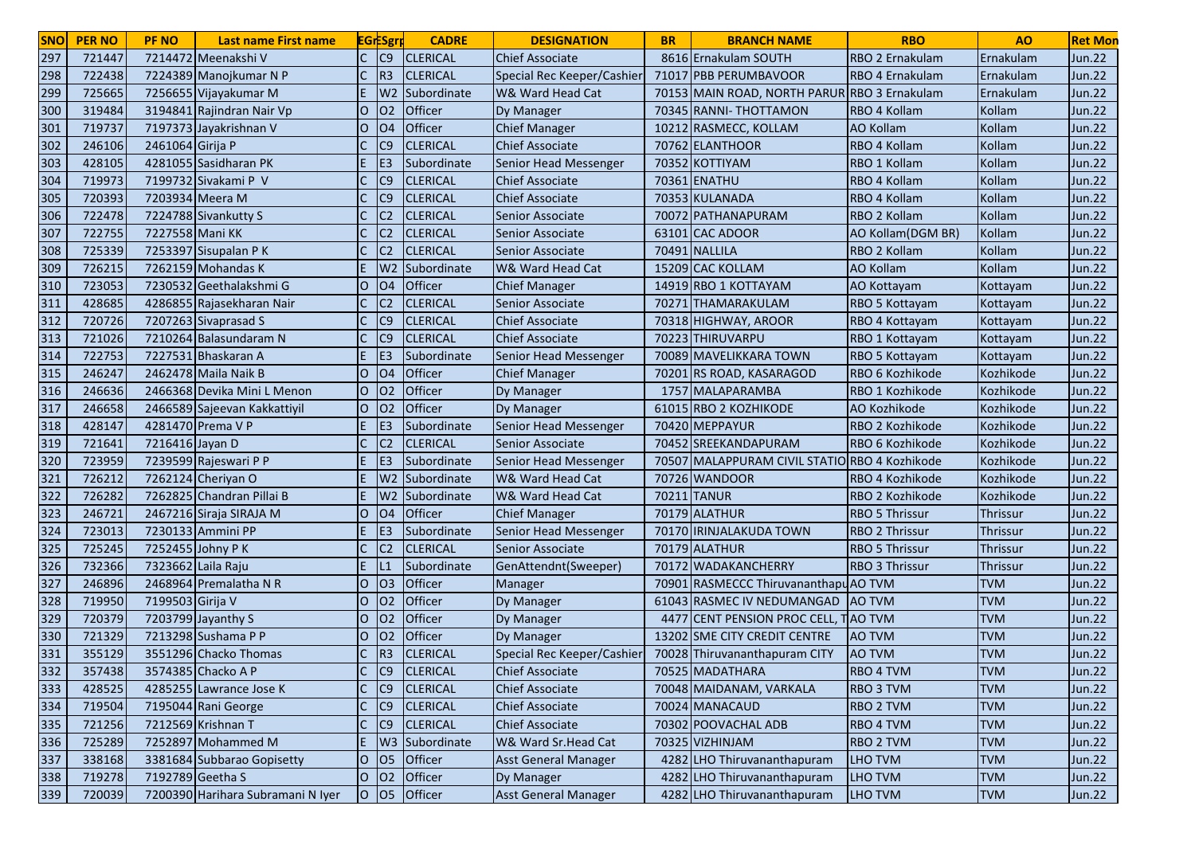| SNO | PER NO | PF NO | Last name First name | EG | ESgrp | CADRE | DESIGNATION | BR | BRANCH NAME | RBO | AO | Ret Mon |
|---|---|---|---|---|---|---|---|---|---|---|---|---|
| 297 | 721447 | 7214472 | Meenakshi V | C | C9 | CLERICAL | Chief Associate | 8616 | Ernakulam SOUTH | RBO 2 Ernakulam | Ernakulam | Jun.22 |
| 298 | 722438 | 7224389 | Manojkumar N P | C | R3 | CLERICAL | Special Rec Keeper/Cashier | 71017 | PBB PERUMBAVOOR | RBO 4 Ernakulam | Ernakulam | Jun.22 |
| 299 | 725665 | 7256655 | Vijayakumar M | E | W2 | Subordinate | W& Ward Head Cat | 70153 | MAIN ROAD, NORTH PARUR | RBO 3 Ernakulam | Ernakulam | Jun.22 |
| 300 | 319484 | 3194841 | Rajindran Nair Vp | O | O2 | Officer | Dy Manager | 70345 | RANNI- THOTTAMON | RBO 4 Kollam | Kollam | Jun.22 |
| 301 | 719737 | 7197373 | Jayakrishnan V | O | O4 | Officer | Chief Manager | 10212 | RASMECC, KOLLAM | AO Kollam | Kollam | Jun.22 |
| 302 | 246106 | 2461064 | Girija P | C | C9 | CLERICAL | Chief Associate | 70762 | ELANTHOOR | RBO 4 Kollam | Kollam | Jun.22 |
| 303 | 428105 | 4281055 | Sasidharan PK | E | E3 | Subordinate | Senior Head Messenger | 70352 | KOTTIYAM | RBO 1 Kollam | Kollam | Jun.22 |
| 304 | 719973 | 7199732 | Sivakami P V | C | C9 | CLERICAL | Chief Associate | 70361 | ENATHU | RBO 4 Kollam | Kollam | Jun.22 |
| 305 | 720393 | 7203934 | Meera M | C | C9 | CLERICAL | Chief Associate | 70353 | KULANADA | RBO 4 Kollam | Kollam | Jun.22 |
| 306 | 722478 | 7224788 | Sivankutty S | C | C2 | CLERICAL | Senior Associate | 70072 | PATHANAPURAM | RBO 2 Kollam | Kollam | Jun.22 |
| 307 | 722755 | 7227558 | Mani KK | C | C2 | CLERICAL | Senior Associate | 63101 | CAC ADOOR | AO Kollam(DGM BR) | Kollam | Jun.22 |
| 308 | 725339 | 7253397 | Sisupalan P K | C | C2 | CLERICAL | Senior Associate | 70491 | NALLILA | RBO 2 Kollam | Kollam | Jun.22 |
| 309 | 726215 | 7262159 | Mohandas K | E | W2 | Subordinate | W& Ward Head Cat | 15209 | CAC KOLLAM | AO Kollam | Kollam | Jun.22 |
| 310 | 723053 | 7230532 | Geethalakshmi G | O | O4 | Officer | Chief Manager | 14919 | RBO 1 KOTTAYAM | AO Kottayam | Kottayam | Jun.22 |
| 311 | 428685 | 4286855 | Rajasekharan Nair | C | C2 | CLERICAL | Senior Associate | 70271 | THAMARAKULAM | RBO 5 Kottayam | Kottayam | Jun.22 |
| 312 | 720726 | 7207263 | Sivaprasad S | C | C9 | CLERICAL | Chief Associate | 70318 | HIGHWAY, AROOR | RBO 4 Kottayam | Kottayam | Jun.22 |
| 313 | 721026 | 7210264 | Balasundaram N | C | C9 | CLERICAL | Chief Associate | 70223 | THIRUVARPU | RBO 1 Kottayam | Kottayam | Jun.22 |
| 314 | 722753 | 7227531 | Bhaskaran A | E | E3 | Subordinate | Senior Head Messenger | 70089 | MAVELIKKARA TOWN | RBO 5 Kottayam | Kottayam | Jun.22 |
| 315 | 246247 | 2462478 | Maila Naik B | O | O4 | Officer | Chief Manager | 70201 | RS ROAD, KASARAGOD | RBO 6 Kozhikode | Kozhikode | Jun.22 |
| 316 | 246636 | 2466368 | Devika Mini L Menon | O | O2 | Officer | Dy Manager | 1757 | MALAPARAMBA | RBO 1 Kozhikode | Kozhikode | Jun.22 |
| 317 | 246658 | 2466589 | Sajeevan Kakkattiyil | O | O2 | Officer | Dy Manager | 61015 | RBO 2 KOZHIKODE | AO Kozhikode | Kozhikode | Jun.22 |
| 318 | 428147 | 4281470 | Prema V P | E | E3 | Subordinate | Senior Head Messenger | 70420 | MEPPAYUR | RBO 2 Kozhikode | Kozhikode | Jun.22 |
| 319 | 721641 | 7216416 | Jayan D | C | C2 | CLERICAL | Senior Associate | 70452 | SREEKANDAPURAM | RBO 6 Kozhikode | Kozhikode | Jun.22 |
| 320 | 723959 | 7239599 | Rajeswari P P | E | E3 | Subordinate | Senior Head Messenger | 70507 | MALAPPURAM CIVIL STATIO | RBO 4 Kozhikode | Kozhikode | Jun.22 |
| 321 | 726212 | 7262124 | Cheriyan O | E | W2 | Subordinate | W& Ward Head Cat | 70726 | WANDOOR | RBO 4 Kozhikode | Kozhikode | Jun.22 |
| 322 | 726282 | 7262825 | Chandran Pillai B | E | W2 | Subordinate | W& Ward Head Cat | 70211 | TANUR | RBO 2 Kozhikode | Kozhikode | Jun.22 |
| 323 | 246721 | 2467216 | Siraja SIRAJA M | O | O4 | Officer | Chief Manager | 70179 | ALATHUR | RBO 5 Thrissur | Thrissur | Jun.22 |
| 324 | 723013 | 7230133 | Ammini PP | E | E3 | Subordinate | Senior Head Messenger | 70170 | IRINJALAKUDA TOWN | RBO 2 Thrissur | Thrissur | Jun.22 |
| 325 | 725245 | 7252455 | Johny P K | C | C2 | CLERICAL | Senior Associate | 70179 | ALATHUR | RBO 5 Thrissur | Thrissur | Jun.22 |
| 326 | 732366 | 7323662 | Laila Raju | E | L1 | Subordinate | GenAttendnt(Sweeper) | 70172 | WADAKANCHERRY | RBO 3 Thrissur | Thrissur | Jun.22 |
| 327 | 246896 | 2468964 | Premalatha N R | O | O3 | Officer | Manager | 70901 | RASMECCC Thiruvananthapu | AO TVM | TVM | Jun.22 |
| 328 | 719950 | 7199503 | Girija V | O | O2 | Officer | Dy Manager | 61043 | RASMEC IV NEDUMANGAD | AO TVM | TVM | Jun.22 |
| 329 | 720379 | 7203799 | Jayanthy S | O | O2 | Officer | Dy Manager | 4477 | CENT PENSION PROC CELL, T | AO TVM | TVM | Jun.22 |
| 330 | 721329 | 7213298 | Sushama P P | O | O2 | Officer | Dy Manager | 13202 | SME CITY CREDIT CENTRE | AO TVM | TVM | Jun.22 |
| 331 | 355129 | 3551296 | Chacko Thomas | C | R3 | CLERICAL | Special Rec Keeper/Cashier | 70028 | Thiruvananthapuram CITY | AO TVM | TVM | Jun.22 |
| 332 | 357438 | 3574385 | Chacko A P | C | C9 | CLERICAL | Chief Associate | 70525 | MADATHARA | RBO 4 TVM | TVM | Jun.22 |
| 333 | 428525 | 4285255 | Lawrance Jose K | C | C9 | CLERICAL | Chief Associate | 70048 | MAIDANAM, VARKALA | RBO 3 TVM | TVM | Jun.22 |
| 334 | 719504 | 7195044 | Rani George | C | C9 | CLERICAL | Chief Associate | 70024 | MANACAUD | RBO 2 TVM | TVM | Jun.22 |
| 335 | 721256 | 7212569 | Krishnan T | C | C9 | CLERICAL | Chief Associate | 70302 | POOVACHAL ADB | RBO 4 TVM | TVM | Jun.22 |
| 336 | 725289 | 7252897 | Mohammed M | E | W3 | Subordinate | W& Ward Sr.Head Cat | 70325 | VIZHINJAM | RBO 2 TVM | TVM | Jun.22 |
| 337 | 338168 | 3381684 | Subbarao Gopisetty | O | O5 | Officer | Asst General Manager | 4282 | LHO Thiruvananthapuram | LHO TVM | TVM | Jun.22 |
| 338 | 719278 | 7192789 | Geetha S | O | O2 | Officer | Dy Manager | 4282 | LHO Thiruvananthapuram | LHO TVM | TVM | Jun.22 |
| 339 | 720039 | 7200390 | Harihara Subramani N Iyer | O | O5 | Officer | Asst General Manager | 4282 | LHO Thiruvananthapuram | LHO TVM | TVM | Jun.22 |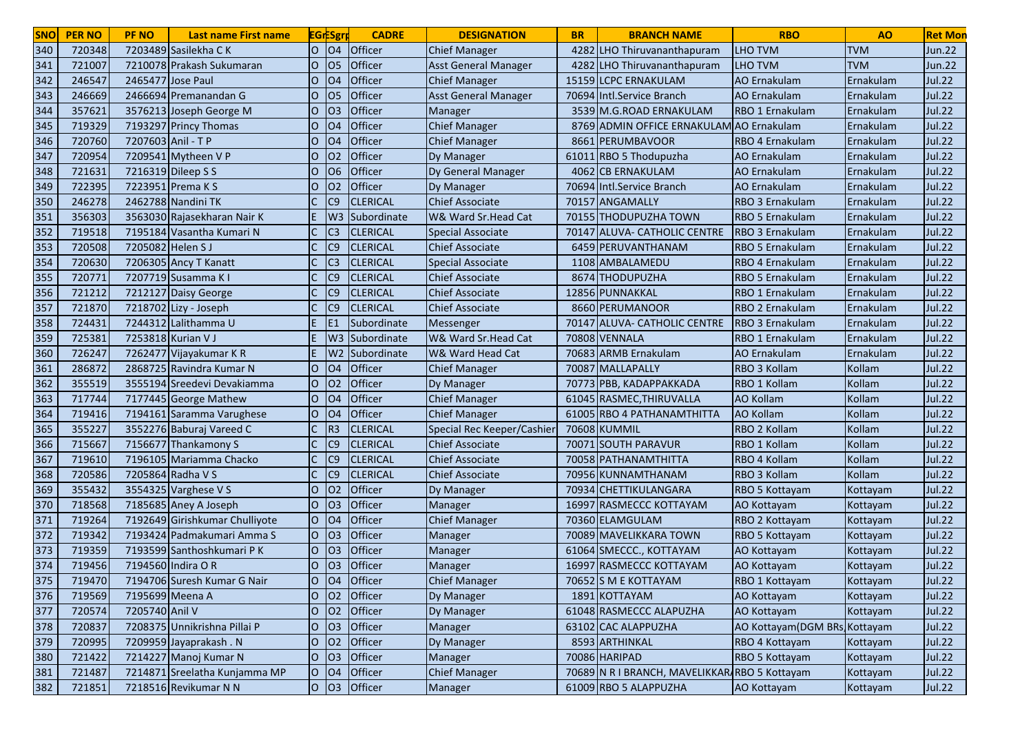| SNO | PER NO | PF NO | Last name First name | EGr | ESgrp | CADRE | DESIGNATION | BR | BRANCH NAME | RBO | AO | Ret Mon |
|---|---|---|---|---|---|---|---|---|---|---|---|---|
| 340 | 720348 | 7203489 | Sasilekha C K | O | O4 | Officer | Chief Manager | 4282 | LHO Thiruvananthapuram | LHO TVM | TVM | Jun.22 |
| 341 | 721007 | 7210078 | Prakash Sukumaran | O | O5 | Officer | Asst General Manager | 4282 | LHO Thiruvananthapuram | LHO TVM | TVM | Jun.22 |
| 342 | 246547 | 2465477 | Jose Paul | O | O4 | Officer | Chief Manager | 15159 | LCPC ERNAKULAM | AO Ernakulam | Ernakulam | Jul.22 |
| 343 | 246669 | 2466694 | Premanandan G | O | O5 | Officer | Asst General Manager | 70694 | Intl.Service Branch | AO Ernakulam | Ernakulam | Jul.22 |
| 344 | 357621 | 3576213 | Joseph George M | O | O3 | Officer | Manager | 3539 | M.G.ROAD ERNAKULAM | RBO 1 Ernakulam | Ernakulam | Jul.22 |
| 345 | 719329 | 7193297 | Princy Thomas | O | O4 | Officer | Chief Manager | 8769 | ADMIN OFFICE ERNAKULAM | AO Ernakulam | Ernakulam | Jul.22 |
| 346 | 720760 | 7207603 | Anil - T P | O | O4 | Officer | Chief Manager | 8661 | PERUMBAVOOR | RBO 4 Ernakulam | Ernakulam | Jul.22 |
| 347 | 720954 | 7209541 | Mytheen V P | O | O2 | Officer | Dy Manager | 61011 | RBO 5 Thodupuzha | AO Ernakulam | Ernakulam | Jul.22 |
| 348 | 721631 | 7216319 | Dileep S S | O | O6 | Officer | Dy General Manager | 4062 | CB ERNAKULAM | AO Ernakulam | Ernakulam | Jul.22 |
| 349 | 722395 | 7223951 | Prema K S | O | O2 | Officer | Dy Manager | 70694 | Intl.Service Branch | AO Ernakulam | Ernakulam | Jul.22 |
| 350 | 246278 | 2462788 | Nandini TK | C | C9 | CLERICAL | Chief Associate | 70157 | ANGAMALLY | RBO 3 Ernakulam | Ernakulam | Jul.22 |
| 351 | 356303 | 3563030 | Rajasekharan Nair K | E | W3 | Subordinate | W& Ward Sr.Head Cat | 70155 | THODUPUZHA TOWN | RBO 5 Ernakulam | Ernakulam | Jul.22 |
| 352 | 719518 | 7195184 | Vasantha Kumari N | C | C3 | CLERICAL | Special Associate | 70147 | ALUVA- CATHOLIC CENTRE | RBO 3 Ernakulam | Ernakulam | Jul.22 |
| 353 | 720508 | 7205082 | Helen S J | C | C9 | CLERICAL | Chief Associate | 6459 | PERUVANTHANAM | RBO 5 Ernakulam | Ernakulam | Jul.22 |
| 354 | 720630 | 7206305 | Ancy T Kanatt | C | C3 | CLERICAL | Special Associate | 1108 | AMBALAMEDU | RBO 4 Ernakulam | Ernakulam | Jul.22 |
| 355 | 720771 | 7207719 | Susamma K I | C | C9 | CLERICAL | Chief Associate | 8674 | THODUPUZHA | RBO 5 Ernakulam | Ernakulam | Jul.22 |
| 356 | 721212 | 7212127 | Daisy George | C | C9 | CLERICAL | Chief Associate | 12856 | PUNNAKKAL | RBO 1 Ernakulam | Ernakulam | Jul.22 |
| 357 | 721870 | 7218702 | Lizy - Joseph | C | C9 | CLERICAL | Chief Associate | 8660 | PERUMANOOR | RBO 2 Ernakulam | Ernakulam | Jul.22 |
| 358 | 724431 | 7244312 | Lalithamma U | E | E1 | Subordinate | Messenger | 70147 | ALUVA- CATHOLIC CENTRE | RBO 3 Ernakulam | Ernakulam | Jul.22 |
| 359 | 725381 | 7253818 | Kurian V J | E | W3 | Subordinate | W& Ward Sr.Head Cat | 70808 | VENNALA | RBO 1 Ernakulam | Ernakulam | Jul.22 |
| 360 | 726247 | 7262477 | Vijayakumar K R | E | W2 | Subordinate | W& Ward Head Cat | 70683 | ARMB Ernakulam | AO Ernakulam | Ernakulam | Jul.22 |
| 361 | 286872 | 2868725 | Ravindra Kumar N | O | O4 | Officer | Chief Manager | 70087 | MALLAPALLY | RBO 3 Kollam | Kollam | Jul.22 |
| 362 | 355519 | 3555194 | Sreedevi Devakiamma | O | O2 | Officer | Dy Manager | 70773 | PBB, KADAPPAKKADA | RBO 1 Kollam | Kollam | Jul.22 |
| 363 | 717744 | 7177445 | George Mathew | O | O4 | Officer | Chief Manager | 61045 | RASMEC,THIRUVALLA | AO Kollam | Kollam | Jul.22 |
| 364 | 719416 | 7194161 | Saramma Varughese | O | O4 | Officer | Chief Manager | 61005 | RBO 4 PATHANAMTHITTA | AO Kollam | Kollam | Jul.22 |
| 365 | 355227 | 3552276 | Baburaj Vareed C | C | R3 | CLERICAL | Special Rec Keeper/Cashier | 70608 | KUMMIL | RBO 2 Kollam | Kollam | Jul.22 |
| 366 | 715667 | 7156677 | Thankamony S | C | C9 | CLERICAL | Chief Associate | 70071 | SOUTH PARAVUR | RBO 1 Kollam | Kollam | Jul.22 |
| 367 | 719610 | 7196105 | Mariamma Chacko | C | C9 | CLERICAL | Chief Associate | 70058 | PATHANAMTHITTA | RBO 4 Kollam | Kollam | Jul.22 |
| 368 | 720586 | 7205864 | Radha V S | C | C9 | CLERICAL | Chief Associate | 70956 | KUNNAMTHANAM | RBO 3 Kollam | Kollam | Jul.22 |
| 369 | 355432 | 3554325 | Varghese V S | O | O2 | Officer | Dy Manager | 70934 | CHETTIKULANGARA | RBO 5 Kottayam | Kottayam | Jul.22 |
| 370 | 718568 | 7185685 | Aney A Joseph | O | O3 | Officer | Manager | 16997 | RASMECCC KOTTAYAM | AO Kottayam | Kottayam | Jul.22 |
| 371 | 719264 | 7192649 | Girishkumar Chulliyote | O | O4 | Officer | Chief Manager | 70360 | ELAMGULAM | RBO 2 Kottayam | Kottayam | Jul.22 |
| 372 | 719342 | 7193424 | Padmakumari Amma S | O | O3 | Officer | Manager | 70089 | MAVELIKKARA TOWN | RBO 5 Kottayam | Kottayam | Jul.22 |
| 373 | 719359 | 7193599 | Santhoshkumari P K | O | O3 | Officer | Manager | 61064 | SMECCC., KOTTAYAM | AO Kottayam | Kottayam | Jul.22 |
| 374 | 719456 | 7194560 | Indira O R | O | O3 | Officer | Manager | 16997 | RASMECCC KOTTAYAM | AO Kottayam | Kottayam | Jul.22 |
| 375 | 719470 | 7194706 | Suresh Kumar G Nair | O | O4 | Officer | Chief Manager | 70652 | S M E KOTTAYAM | RBO 1 Kottayam | Kottayam | Jul.22 |
| 376 | 719569 | 7195699 | Meena A | O | O2 | Officer | Dy Manager | 1891 | KOTTAYAM | AO Kottayam | Kottayam | Jul.22 |
| 377 | 720574 | 7205740 | Anil V | O | O2 | Officer | Dy Manager | 61048 | RASMECCC ALAPUZHA | AO Kottayam | Kottayam | Jul.22 |
| 378 | 720837 | 7208375 | Unnikrishna Pillai P | O | O3 | Officer | Manager | 63102 | CAC ALAPPUZHA | AO Kottayam(DGM BRs | Kottayam | Jul.22 |
| 379 | 720995 | 7209959 | Jayaprakash . N | O | O2 | Officer | Dy Manager | 8593 | ARTHINKAL | RBO 4 Kottayam | Kottayam | Jul.22 |
| 380 | 721422 | 7214227 | Manoj Kumar N | O | O3 | Officer | Manager | 70086 | HARIPAD | RBO 5 Kottayam | Kottayam | Jul.22 |
| 381 | 721487 | 7214871 | Sreelatha Kunjamma MP | O | O4 | Officer | Chief Manager | 70689 | N R I BRANCH, MAVELIKKARA | RBO 5 Kottayam | Kottayam | Jul.22 |
| 382 | 721851 | 7218516 | Revikumar N N | O | O3 | Officer | Manager | 61009 | RBO 5 ALAPPUZHA | AO Kottayam | Kottayam | Jul.22 |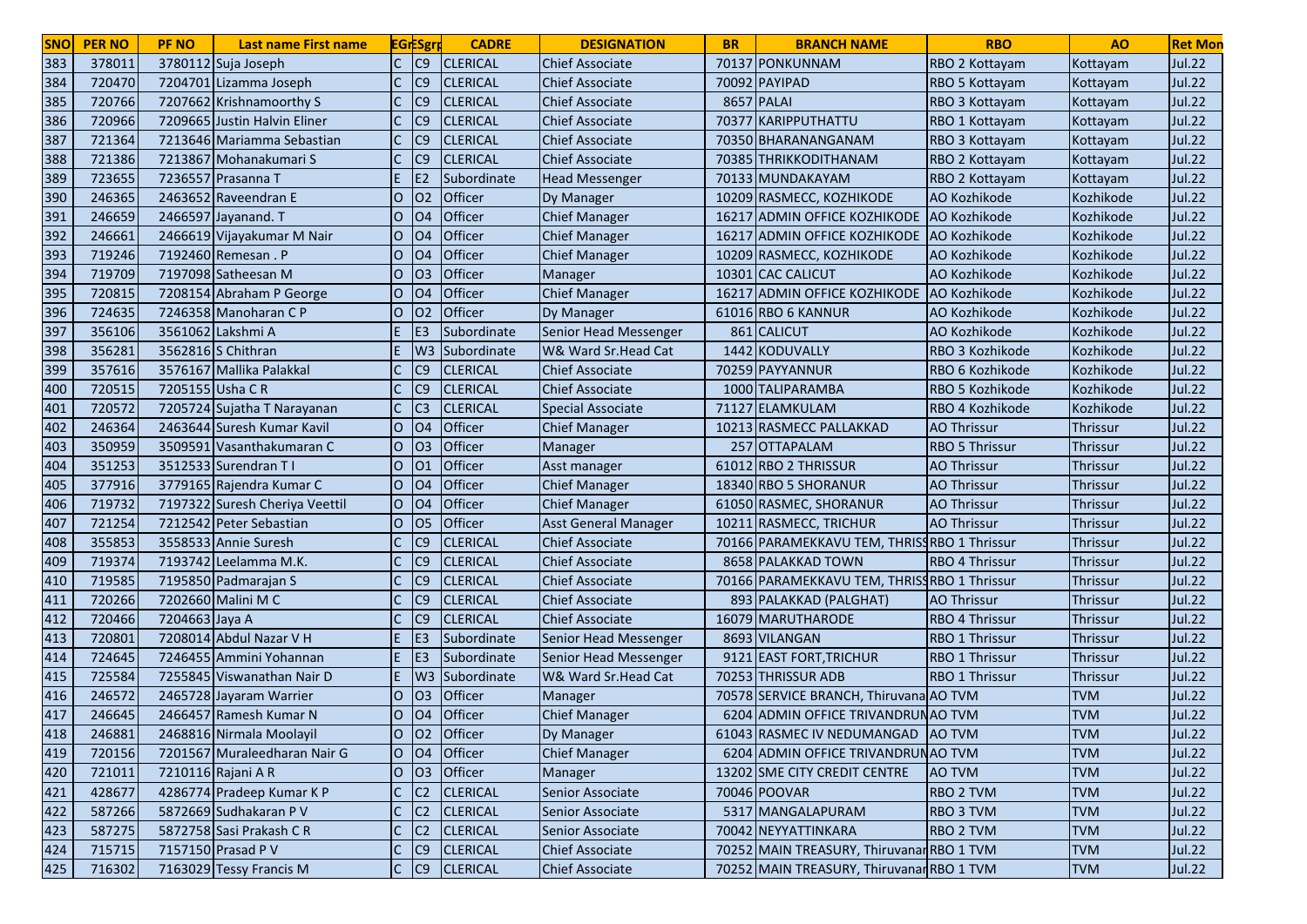| SNO | PER NO | PF NO | Last name First name | EGr | ESgrp | CADRE | DESIGNATION | BR | BRANCH NAME | RBO | AO | Ret Mon |
|---|---|---|---|---|---|---|---|---|---|---|---|---|
| 383 | 378011 | 3780112 | Suja Joseph | C | C9 | CLERICAL | Chief Associate | 70137 | PONKUNNAM | RBO 2 Kottayam | Kottayam | Jul.22 |
| 384 | 720470 | 7204701 | Lizamma Joseph | C | C9 | CLERICAL | Chief Associate | 70092 | PAYIPAD | RBO 5 Kottayam | Kottayam | Jul.22 |
| 385 | 720766 | 7207662 | Krishnamoorthy S | C | C9 | CLERICAL | Chief Associate | 8657 | PALAI | RBO 3 Kottayam | Kottayam | Jul.22 |
| 386 | 720966 | 7209665 | Justin Halvin Eliner | C | C9 | CLERICAL | Chief Associate | 70377 | KARIPPUTHATTU | RBO 1 Kottayam | Kottayam | Jul.22 |
| 387 | 721364 | 7213646 | Mariamma Sebastian | C | C9 | CLERICAL | Chief Associate | 70350 | BHARANANGANAM | RBO 3 Kottayam | Kottayam | Jul.22 |
| 388 | 721386 | 7213867 | Mohanakumari S | C | C9 | CLERICAL | Chief Associate | 70385 | THRIKKODITHANAM | RBO 2 Kottayam | Kottayam | Jul.22 |
| 389 | 723655 | 7236557 | Prasanna T | E | E2 | Subordinate | Head Messenger | 70133 | MUNDAKAYAM | RBO 2 Kottayam | Kottayam | Jul.22 |
| 390 | 246365 | 2463652 | Raveendran E | O | O2 | Officer | Dy Manager | 10209 | RASMECC, KOZHIKODE | AO Kozhikode | Kozhikode | Jul.22 |
| 391 | 246659 | 2466597 | Jayanand. T | O | O4 | Officer | Chief Manager | 16217 | ADMIN OFFICE KOZHIKODE | AO Kozhikode | Kozhikode | Jul.22 |
| 392 | 246661 | 2466619 | Vijayakumar M Nair | O | O4 | Officer | Chief Manager | 16217 | ADMIN OFFICE KOZHIKODE | AO Kozhikode | Kozhikode | Jul.22 |
| 393 | 719246 | 7192460 | Remesan . P | O | O4 | Officer | Chief Manager | 10209 | RASMECC, KOZHIKODE | AO Kozhikode | Kozhikode | Jul.22 |
| 394 | 719709 | 7197098 | Satheesan M | O | O3 | Officer | Manager | 10301 | CAC CALICUT | AO Kozhikode | Kozhikode | Jul.22 |
| 395 | 720815 | 7208154 | Abraham P George | O | O4 | Officer | Chief Manager | 16217 | ADMIN OFFICE KOZHIKODE | AO Kozhikode | Kozhikode | Jul.22 |
| 396 | 724635 | 7246358 | Manoharan C P | O | O2 | Officer | Dy Manager | 61016 | RBO 6 KANNUR | AO Kozhikode | Kozhikode | Jul.22 |
| 397 | 356106 | 3561062 | Lakshmi A | E | E3 | Subordinate | Senior Head Messenger | 861 | CALICUT | AO Kozhikode | Kozhikode | Jul.22 |
| 398 | 356281 | 3562816 | S Chithran | E | W3 | Subordinate | W& Ward Sr.Head Cat | 1442 | KODUVALLY | RBO 3 Kozhikode | Kozhikode | Jul.22 |
| 399 | 357616 | 3576167 | Mallika Palakkal | C | C9 | CLERICAL | Chief Associate | 70259 | PAYYANNUR | RBO 6 Kozhikode | Kozhikode | Jul.22 |
| 400 | 720515 | 7205155 | Usha C R | C | C9 | CLERICAL | Chief Associate | 1000 | TALIPARAMBA | RBO 5 Kozhikode | Kozhikode | Jul.22 |
| 401 | 720572 | 7205724 | Sujatha T Narayanan | C | C3 | CLERICAL | Special Associate | 71127 | ELAMKULAM | RBO 4 Kozhikode | Kozhikode | Jul.22 |
| 402 | 246364 | 2463644 | Suresh Kumar Kavil | O | O4 | Officer | Chief Manager | 10213 | RASMECC PALLAKKAD | AO Thrissur | Thrissur | Jul.22 |
| 403 | 350959 | 3509591 | Vasanthakumaran C | O | O3 | Officer | Manager | 257 | OTTAPALAM | RBO 5 Thrissur | Thrissur | Jul.22 |
| 404 | 351253 | 3512533 | Surendran T I | O | O1 | Officer | Asst manager | 61012 | RBO 2 THRISSUR | AO Thrissur | Thrissur | Jul.22 |
| 405 | 377916 | 3779165 | Rajendra Kumar C | O | O4 | Officer | Chief Manager | 18340 | RBO 5 SHORANUR | AO Thrissur | Thrissur | Jul.22 |
| 406 | 719732 | 7197322 | Suresh Cheriya Veettil | O | O4 | Officer | Chief Manager | 61050 | RASMEC, SHORANUR | AO Thrissur | Thrissur | Jul.22 |
| 407 | 721254 | 7212542 | Peter Sebastian | O | O5 | Officer | Asst General Manager | 10211 | RASMECC, TRICHUR | AO Thrissur | Thrissur | Jul.22 |
| 408 | 355853 | 3558533 | Annie Suresh | C | C9 | CLERICAL | Chief Associate | 70166 | PARAMEKKAVU TEM, THRISS | RBO 1 Thrissur | Thrissur | Jul.22 |
| 409 | 719374 | 7193742 | Leelamma M.K. | C | C9 | CLERICAL | Chief Associate | 8658 | PALAKKAD TOWN | RBO 4 Thrissur | Thrissur | Jul.22 |
| 410 | 719585 | 7195850 | Padmarajan S | C | C9 | CLERICAL | Chief Associate | 70166 | PARAMEKKAVU TEM, THRISS | RBO 1 Thrissur | Thrissur | Jul.22 |
| 411 | 720266 | 7202660 | Malini M C | C | C9 | CLERICAL | Chief Associate | 893 | PALAKKAD (PALGHAT) | AO Thrissur | Thrissur | Jul.22 |
| 412 | 720466 | 7204663 | Jaya A | C | C9 | CLERICAL | Chief Associate | 16079 | MARUTHARODE | RBO 4 Thrissur | Thrissur | Jul.22 |
| 413 | 720801 | 7208014 | Abdul Nazar V H | E | E3 | Subordinate | Senior Head Messenger | 8693 | VILANGAN | RBO 1 Thrissur | Thrissur | Jul.22 |
| 414 | 724645 | 7246455 | Ammini Yohannan | E | E3 | Subordinate | Senior Head Messenger | 9121 | EAST FORT,TRICHUR | RBO 1 Thrissur | Thrissur | Jul.22 |
| 415 | 725584 | 7255845 | Viswanathan Nair D | E | W3 | Subordinate | W& Ward Sr.Head Cat | 70253 | THRISSUR ADB | RBO 1 Thrissur | Thrissur | Jul.22 |
| 416 | 246572 | 2465728 | Jayaram Warrier | O | O3 | Officer | Manager | 70578 | SERVICE BRANCH, Thiruvana | AO TVM | TVM | Jul.22 |
| 417 | 246645 | 2466457 | Ramesh Kumar N | O | O4 | Officer | Chief Manager | 6204 | ADMIN OFFICE TRIVANDRUM | AO TVM | TVM | Jul.22 |
| 418 | 246881 | 2468816 | Nirmala Moolayil | O | O2 | Officer | Dy Manager | 61043 | RASMEC IV NEDUMANGAD | AO TVM | TVM | Jul.22 |
| 419 | 720156 | 7201567 | Muraleedharan Nair G | O | O4 | Officer | Chief Manager | 6204 | ADMIN OFFICE TRIVANDRUM | AO TVM | TVM | Jul.22 |
| 420 | 721011 | 7210116 | Rajani A R | O | O3 | Officer | Manager | 13202 | SME CITY CREDIT CENTRE | AO TVM | TVM | Jul.22 |
| 421 | 428677 | 4286774 | Pradeep Kumar K P | C | C2 | CLERICAL | Senior Associate | 70046 | POOVAR | RBO 2 TVM | TVM | Jul.22 |
| 422 | 587266 | 5872669 | Sudhakaran P V | C | C2 | CLERICAL | Senior Associate | 5317 | MANGALAPURAM | RBO 3 TVM | TVM | Jul.22 |
| 423 | 587275 | 5872758 | Sasi Prakash C R | C | C2 | CLERICAL | Senior Associate | 70042 | NEYYATTINKARA | RBO 2 TVM | TVM | Jul.22 |
| 424 | 715715 | 7157150 | Prasad P V | C | C9 | CLERICAL | Chief Associate | 70252 | MAIN TREASURY, Thiruvanar | RBO 1 TVM | TVM | Jul.22 |
| 425 | 716302 | 7163029 | Tessy Francis M | C | C9 | CLERICAL | Chief Associate | 70252 | MAIN TREASURY, Thiruvanar | RBO 1 TVM | TVM | Jul.22 |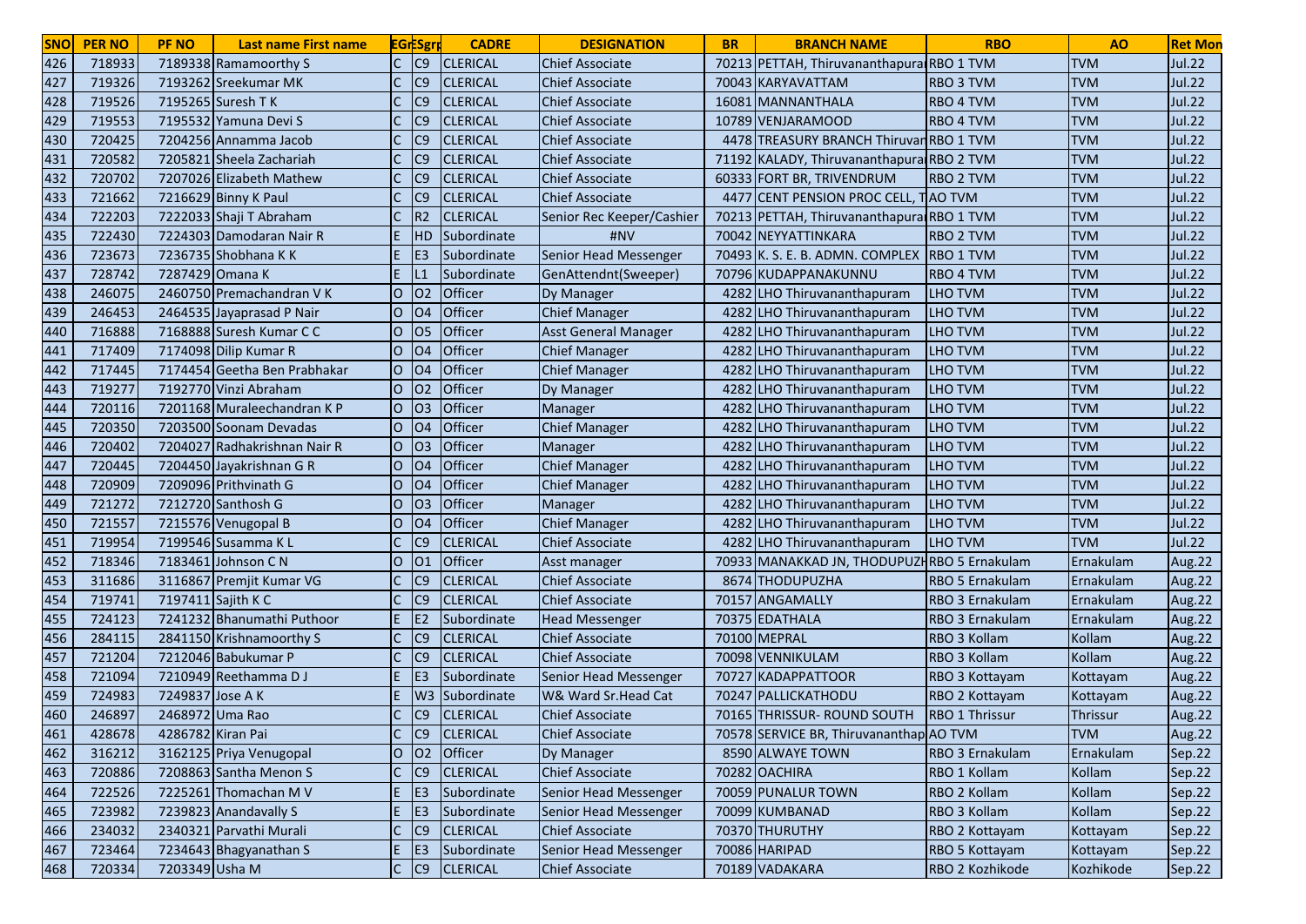| SNO | PER NO | PF NO | Last name First name | EGr | ESgrp | CADRE | DESIGNATION | BR | BRANCH NAME | RBO | AO | Ret Mon |
|---|---|---|---|---|---|---|---|---|---|---|---|---|
| 426 | 718933 | 7189338 | Ramamoorthy S | C | C9 | CLERICAL | Chief Associate | 70213 | PETTAH, Thiruvananthapura | RBO 1 TVM | TVM | Jul.22 |
| 427 | 719326 | 7193262 | Sreekumar MK | C | C9 | CLERICAL | Chief Associate | 70043 | KARYAVATTAM | RBO 3 TVM | TVM | Jul.22 |
| 428 | 719526 | 7195265 | Suresh T K | C | C9 | CLERICAL | Chief Associate | 16081 | MANNANTHALA | RBO 4 TVM | TVM | Jul.22 |
| 429 | 719553 | 7195532 | Yamuna Devi S | C | C9 | CLERICAL | Chief Associate | 10789 | VENJARAMOOD | RBO 4 TVM | TVM | Jul.22 |
| 430 | 720425 | 7204256 | Annamma Jacob | C | C9 | CLERICAL | Chief Associate | 4478 | TREASURY BRANCH Thiruvar | RBO 1 TVM | TVM | Jul.22 |
| 431 | 720582 | 7205821 | Sheela Zachariah | C | C9 | CLERICAL | Chief Associate | 71192 | KALADY, Thiruvananthapura | RBO 2 TVM | TVM | Jul.22 |
| 432 | 720702 | 7207026 | Elizabeth Mathew | C | C9 | CLERICAL | Chief Associate | 60333 | FORT BR, TRIVENDRUM | RBO 2 TVM | TVM | Jul.22 |
| 433 | 721662 | 7216629 | Binny K Paul | C | C9 | CLERICAL | Chief Associate | 4477 | CENT PENSION PROC CELL, T | AO TVM | TVM | Jul.22 |
| 434 | 722203 | 7222033 | Shaji T Abraham | C | R2 | CLERICAL | Senior Rec Keeper/Cashier | 70213 | PETTAH, Thiruvananthapura | RBO 1 TVM | TVM | Jul.22 |
| 435 | 722430 | 7224303 | Damodaran Nair R | E | HD | Subordinate | #NV | 70042 | NEYYATTINKARA | RBO 2 TVM | TVM | Jul.22 |
| 436 | 723673 | 7236735 | Shobhana K K | E | E3 | Subordinate | Senior Head Messenger | 70493 | K. S. E. B. ADMN. COMPLEX | RBO 1 TVM | TVM | Jul.22 |
| 437 | 728742 | 7287429 | Omana K | E | L1 | Subordinate | GenAttendnt(Sweeper) | 70796 | KUDAPPANAKUNNU | RBO 4 TVM | TVM | Jul.22 |
| 438 | 246075 | 2460750 | Premachandran V K | O | O2 | Officer | Dy Manager | 4282 | LHO Thiruvananthapuram | LHO TVM | TVM | Jul.22 |
| 439 | 246453 | 2464535 | Jayaprasad P Nair | O | O4 | Officer | Chief Manager | 4282 | LHO Thiruvananthapuram | LHO TVM | TVM | Jul.22 |
| 440 | 716888 | 7168888 | Suresh Kumar C C | O | O5 | Officer | Asst General Manager | 4282 | LHO Thiruvananthapuram | LHO TVM | TVM | Jul.22 |
| 441 | 717409 | 7174098 | Dilip Kumar R | O | O4 | Officer | Chief Manager | 4282 | LHO Thiruvananthapuram | LHO TVM | TVM | Jul.22 |
| 442 | 717445 | 7174454 | Geetha Ben Prabhakar | O | O4 | Officer | Chief Manager | 4282 | LHO Thiruvananthapuram | LHO TVM | TVM | Jul.22 |
| 443 | 719277 | 7192770 | Vinzi Abraham | O | O2 | Officer | Dy Manager | 4282 | LHO Thiruvananthapuram | LHO TVM | TVM | Jul.22 |
| 444 | 720116 | 7201168 | Muraleechandran K P | O | O3 | Officer | Manager | 4282 | LHO Thiruvananthapuram | LHO TVM | TVM | Jul.22 |
| 445 | 720350 | 7203500 | Soonam Devadas | O | O4 | Officer | Chief Manager | 4282 | LHO Thiruvananthapuram | LHO TVM | TVM | Jul.22 |
| 446 | 720402 | 7204027 | Radhakrishnan Nair R | O | O3 | Officer | Manager | 4282 | LHO Thiruvananthapuram | LHO TVM | TVM | Jul.22 |
| 447 | 720445 | 7204450 | Jayakrishnan G R | O | O4 | Officer | Chief Manager | 4282 | LHO Thiruvananthapuram | LHO TVM | TVM | Jul.22 |
| 448 | 720909 | 7209096 | Prithvinath G | O | O4 | Officer | Chief Manager | 4282 | LHO Thiruvananthapuram | LHO TVM | TVM | Jul.22 |
| 449 | 721272 | 7212720 | Santhosh G | O | O3 | Officer | Manager | 4282 | LHO Thiruvananthapuram | LHO TVM | TVM | Jul.22 |
| 450 | 721557 | 7215576 | Venugopal B | O | O4 | Officer | Chief Manager | 4282 | LHO Thiruvananthapuram | LHO TVM | TVM | Jul.22 |
| 451 | 719954 | 7199546 | Susamma K L | C | C9 | CLERICAL | Chief Associate | 4282 | LHO Thiruvananthapuram | LHO TVM | TVM | Jul.22 |
| 452 | 718346 | 7183461 | Johnson C N | O | O1 | Officer | Asst manager | 70933 | MANAKKAD JN, THODUPUZH | RBO 5 Ernakulam | Ernakulam | Aug.22 |
| 453 | 311686 | 3116867 | Premjit Kumar VG | C | C9 | CLERICAL | Chief Associate | 8674 | THODUPUZHA | RBO 5 Ernakulam | Ernakulam | Aug.22 |
| 454 | 719741 | 7197411 | Sajith K C | C | C9 | CLERICAL | Chief Associate | 70157 | ANGAMALLY | RBO 3 Ernakulam | Ernakulam | Aug.22 |
| 455 | 724123 | 7241232 | Bhanumathi Puthoor | E | E2 | Subordinate | Head Messenger | 70375 | EDATHALA | RBO 3 Ernakulam | Ernakulam | Aug.22 |
| 456 | 284115 | 2841150 | Krishnamoorthy S | C | C9 | CLERICAL | Chief Associate | 70100 | MEPRAL | RBO 3 Kollam | Kollam | Aug.22 |
| 457 | 721204 | 7212046 | Babukumar P | C | C9 | CLERICAL | Chief Associate | 70098 | VENNIKULAM | RBO 3 Kollam | Kollam | Aug.22 |
| 458 | 721094 | 7210949 | Reethamma D J | E | E3 | Subordinate | Senior Head Messenger | 70727 | KADAPPATTOOR | RBO 3 Kottayam | Kottayam | Aug.22 |
| 459 | 724983 | 7249837 | Jose A K | E | W3 | Subordinate | W& Ward Sr.Head Cat | 70247 | PALLICKATHODU | RBO 2 Kottayam | Kottayam | Aug.22 |
| 460 | 246897 | 2468972 | Uma Rao | C | C9 | CLERICAL | Chief Associate | 70165 | THRISSUR- ROUND SOUTH | RBO 1 Thrissur | Thrissur | Aug.22 |
| 461 | 428678 | 4286782 | Kiran Pai | C | C9 | CLERICAL | Chief Associate | 70578 | SERVICE BR, Thiruvananthap | AO TVM | TVM | Aug.22 |
| 462 | 316212 | 3162125 | Priya Venugopal | O | O2 | Officer | Dy Manager | 8590 | ALWAYE TOWN | RBO 3 Ernakulam | Ernakulam | Sep.22 |
| 463 | 720886 | 7208863 | Santha Menon S | C | C9 | CLERICAL | Chief Associate | 70282 | OACHIRA | RBO 1 Kollam | Kollam | Sep.22 |
| 464 | 722526 | 7225261 | Thomachan M V | E | E3 | Subordinate | Senior Head Messenger | 70059 | PUNALUR TOWN | RBO 2 Kollam | Kollam | Sep.22 |
| 465 | 723982 | 7239823 | Anandavally S | E | E3 | Subordinate | Senior Head Messenger | 70099 | KUMBANAD | RBO 3 Kollam | Kollam | Sep.22 |
| 466 | 234032 | 2340321 | Parvathi Murali | C | C9 | CLERICAL | Chief Associate | 70370 | THURUTHY | RBO 2 Kottayam | Kottayam | Sep.22 |
| 467 | 723464 | 7234643 | Bhagyanathan S | E | E3 | Subordinate | Senior Head Messenger | 70086 | HARIPAD | RBO 5 Kottayam | Kottayam | Sep.22 |
| 468 | 720334 | 7203349 | Usha M | C | C9 | CLERICAL | Chief Associate | 70189 | VADAKARA | RBO 2 Kozhikode | Kozhikode | Sep.22 |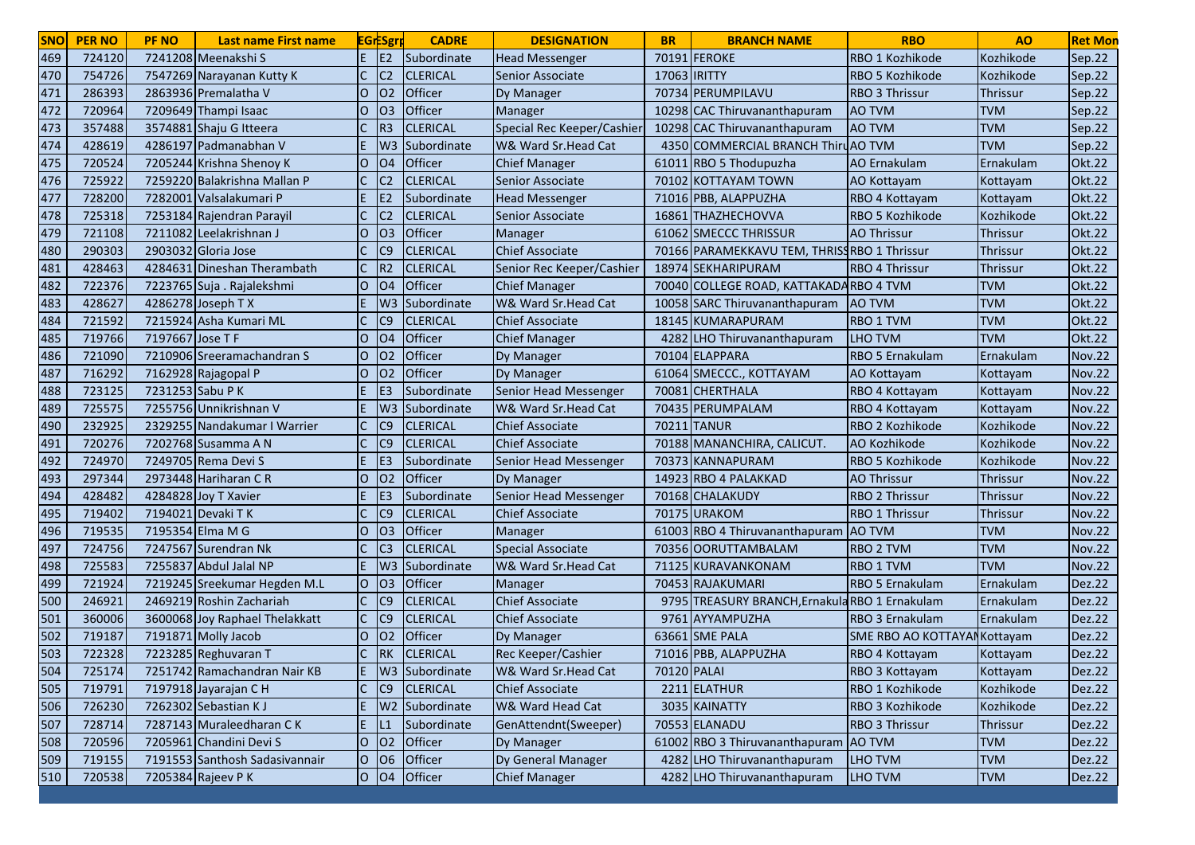| SNO | PER NO | PF NO | Last name First name | EGr | ESgrp | CADRE | DESIGNATION | BR | BRANCH NAME | RBO | AO | Ret Mon |
|---|---|---|---|---|---|---|---|---|---|---|---|---|
| 469 | 724120 | 7241208 | Meenakshi S | E | E2 | Subordinate | Head Messenger | 70191 | FEROKE | RBO 1 Kozhikode | Kozhikode | Sep.22 |
| 470 | 754726 | 7547269 | Narayanan Kutty K | C | C2 | CLERICAL | Senior Associate | 17063 | IRITTY | RBO 5 Kozhikode | Kozhikode | Sep.22 |
| 471 | 286393 | 2863936 | Premalatha V | O | O2 | Officer | Dy Manager | 70734 | PERUMPILAVU | RBO 3 Thrissur | Thrissur | Sep.22 |
| 472 | 720964 | 7209649 | Thampi Isaac | O | O3 | Officer | Manager | 10298 | CAC Thiruvananthapuram | AO TVM | TVM | Sep.22 |
| 473 | 357488 | 3574881 | Shaju G Itteera | C | R3 | CLERICAL | Special Rec Keeper/Cashier | 10298 | CAC Thiruvananthapuram | AO TVM | TVM | Sep.22 |
| 474 | 428619 | 4286197 | Padmanabhan V | E | W3 | Subordinate | W& Ward Sr.Head Cat | 4350 | COMMERCIAL BRANCH Thiru | AO TVM | TVM | Sep.22 |
| 475 | 720524 | 7205244 | Krishna Shenoy K | O | O4 | Officer | Chief Manager | 61011 | RBO 5 Thodupuzha | AO Ernakulam | Ernakulam | Okt.22 |
| 476 | 725922 | 7259220 | Balakrishna Mallan P | C | C2 | CLERICAL | Senior Associate | 70102 | KOTTAYAM TOWN | AO Kottayam | Kottayam | Okt.22 |
| 477 | 728200 | 7282001 | Valsalakumari P | E | E2 | Subordinate | Head Messenger | 71016 | PBB, ALAPPUZHA | RBO 4 Kottayam | Kottayam | Okt.22 |
| 478 | 725318 | 7253184 | Rajendran Parayil | C | C2 | CLERICAL | Senior Associate | 16861 | THAZHECHOVVA | RBO 5 Kozhikode | Kozhikode | Okt.22 |
| 479 | 721108 | 7211082 | Leelakrishnan J | O | O3 | Officer | Manager | 61062 | SMECCC THRISSUR | AO Thrissur | Thrissur | Okt.22 |
| 480 | 290303 | 2903032 | Gloria Jose | C | C9 | CLERICAL | Chief Associate | 70166 | PARAMEKKAVU TEM, THRISS | RBO 1 Thrissur | Thrissur | Okt.22 |
| 481 | 428463 | 4284631 | Dineshan Therambath | C | R2 | CLERICAL | Senior Rec Keeper/Cashier | 18974 | SEKHARIPURAM | RBO 4 Thrissur | Thrissur | Okt.22 |
| 482 | 722376 | 7223765 | Suja . Rajalekshmi | O | O4 | Officer | Chief Manager | 70040 | COLLEGE ROAD, KATTAKADA | RBO 4 TVM | TVM | Okt.22 |
| 483 | 428627 | 4286278 | Joseph T X | E | W3 | Subordinate | W& Ward Sr.Head Cat | 10058 | SARC Thiruvananthapuram | AO TVM | TVM | Okt.22 |
| 484 | 721592 | 7215924 | Asha Kumari ML | C | C9 | CLERICAL | Chief Associate | 18145 | KUMARAPURAM | RBO 1 TVM | TVM | Okt.22 |
| 485 | 719766 | 7197667 | Jose T F | O | O4 | Officer | Chief Manager | 4282 | LHO Thiruvananthapuram | LHO TVM | TVM | Okt.22 |
| 486 | 721090 | 7210906 | Sreeramachandran S | O | O2 | Officer | Dy Manager | 70104 | ELAPPARA | RBO 5 Ernakulam | Ernakulam | Nov.22 |
| 487 | 716292 | 7162928 | Rajagopal P | O | O2 | Officer | Dy Manager | 61064 | SMECCC., KOTTAYAM | AO Kottayam | Kottayam | Nov.22 |
| 488 | 723125 | 7231253 | Sabu P K | E | E3 | Subordinate | Senior Head Messenger | 70081 | CHERTHALA | RBO 4 Kottayam | Kottayam | Nov.22 |
| 489 | 725575 | 7255756 | Unnikrishnan V | E | W3 | Subordinate | W& Ward Sr.Head Cat | 70435 | PERUMPALAM | RBO 4 Kottayam | Kottayam | Nov.22 |
| 490 | 232925 | 2329255 | Nandakumar I Warrier | C | C9 | CLERICAL | Chief Associate | 70211 | TANUR | RBO 2 Kozhikode | Kozhikode | Nov.22 |
| 491 | 720276 | 7202768 | Susamma A N | C | C9 | CLERICAL | Chief Associate | 70188 | MANANCHIRA, CALICUT. | AO Kozhikode | Kozhikode | Nov.22 |
| 492 | 724970 | 7249705 | Rema Devi S | E | E3 | Subordinate | Senior Head Messenger | 70373 | KANNAPURAM | RBO 5 Kozhikode | Kozhikode | Nov.22 |
| 493 | 297344 | 2973448 | Hariharan C R | O | O2 | Officer | Dy Manager | 14923 | RBO 4 PALAKKAD | AO Thrissur | Thrissur | Nov.22 |
| 494 | 428482 | 4284828 | Joy T Xavier | E | E3 | Subordinate | Senior Head Messenger | 70168 | CHALAKUDY | RBO 2 Thrissur | Thrissur | Nov.22 |
| 495 | 719402 | 7194021 | Devaki T K | C | C9 | CLERICAL | Chief Associate | 70175 | URAKOM | RBO 1 Thrissur | Thrissur | Nov.22 |
| 496 | 719535 | 7195354 | Elma M G | O | O3 | Officer | Manager | 61003 | RBO 4 Thiruvananthapuram | AO TVM | TVM | Nov.22 |
| 497 | 724756 | 7247567 | Surendran Nk | C | C3 | CLERICAL | Special Associate | 70356 | OORUTTAMBALAM | RBO 2 TVM | TVM | Nov.22 |
| 498 | 725583 | 7255837 | Abdul Jalal NP | E | W3 | Subordinate | W& Ward Sr.Head Cat | 71125 | KURAVANKONAM | RBO 1 TVM | TVM | Nov.22 |
| 499 | 721924 | 7219245 | Sreekumar Hegden M.L | O | O3 | Officer | Manager | 70453 | RAJAKUMARI | RBO 5 Ernakulam | Ernakulam | Dez.22 |
| 500 | 246921 | 2469219 | Roshin Zachariah | C | C9 | CLERICAL | Chief Associate | 9795 | TREASURY BRANCH,Ernakula | RBO 1 Ernakulam | Ernakulam | Dez.22 |
| 501 | 360006 | 3600068 | Joy Raphael Thelakkatt | C | C9 | CLERICAL | Chief Associate | 9761 | AYYAMPUZHA | RBO 3 Ernakulam | Ernakulam | Dez.22 |
| 502 | 719187 | 7191871 | Molly Jacob | O | O2 | Officer | Dy Manager | 63661 | SME PALA | SME RBO AO KOTTAYAM | Kottayam | Dez.22 |
| 503 | 722328 | 7223285 | Reghuvaran T | C | RK | CLERICAL | Rec Keeper/Cashier | 71016 | PBB, ALAPPUZHA | RBO 4 Kottayam | Kottayam | Dez.22 |
| 504 | 725174 | 7251742 | Ramachandran Nair KB | E | W3 | Subordinate | W& Ward Sr.Head Cat | 70120 | PALAI | RBO 3 Kottayam | Kottayam | Dez.22 |
| 505 | 719791 | 7197918 | Jayarajan C H | C | C9 | CLERICAL | Chief Associate | 2211 | ELATHUR | RBO 1 Kozhikode | Kozhikode | Dez.22 |
| 506 | 726230 | 7262302 | Sebastian K J | E | W2 | Subordinate | W& Ward Head Cat | 3035 | KAINATTY | RBO 3 Kozhikode | Kozhikode | Dez.22 |
| 507 | 728714 | 7287143 | Muraleedharan C K | E | L1 | Subordinate | GenAttendnt(Sweeper) | 70553 | ELANADU | RBO 3 Thrissur | Thrissur | Dez.22 |
| 508 | 720596 | 7205961 | Chandini Devi S | O | O2 | Officer | Dy Manager | 61002 | RBO 3 Thiruvananthapuram | AO TVM | TVM | Dez.22 |
| 509 | 719155 | 7191553 | Santhosh Sadasivannair | O | O6 | Officer | Dy General Manager | 4282 | LHO Thiruvananthapuram | LHO TVM | TVM | Dez.22 |
| 510 | 720538 | 7205384 | Rajeev P K | O | O4 | Officer | Chief Manager | 4282 | LHO Thiruvananthapuram | LHO TVM | TVM | Dez.22 |